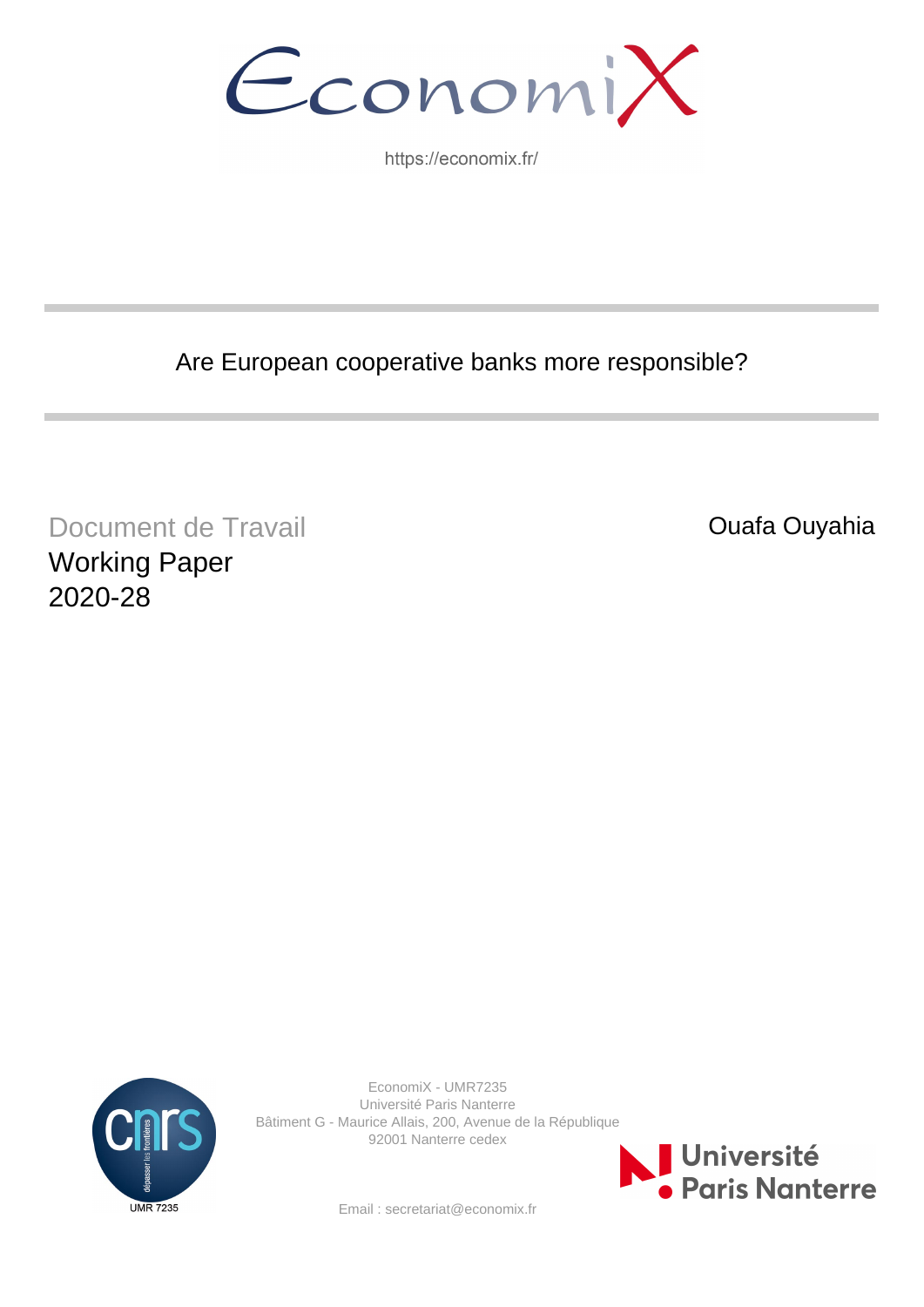https://economix.fr/

# Are European cooperative banks more responsible?

Document de Travail
Working Paper
2020-28

Ouafa Ouyahia

EconomiX - UMR7235
Université Paris Nanterre
Bâtiment G - Maurice Allais, 200, Avenue de la République
92001 Nanterre cedex

Email : secretariat@economix.fr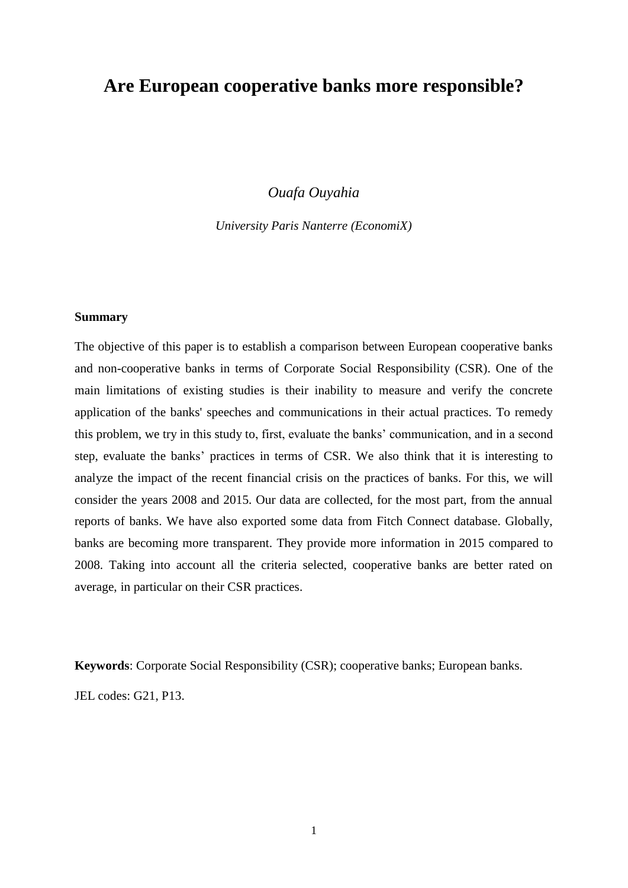# Are European cooperative banks more responsible?

*Ouafa Ouyahia*

*University Paris Nanterre (EconomiX)*

**Summary**

The objective of this paper is to establish a comparison between European cooperative banks and non-cooperative banks in terms of Corporate Social Responsibility (CSR). One of the main limitations of existing studies is their inability to measure and verify the concrete application of the banks' speeches and communications in their actual practices. To remedy this problem, we try in this study to, first, evaluate the banks' communication, and in a second step, evaluate the banks' practices in terms of CSR. We also think that it is interesting to analyze the impact of the recent financial crisis on the practices of banks. For this, we will consider the years 2008 and 2015. Our data are collected, for the most part, from the annual reports of banks. We have also exported some data from Fitch Connect database. Globally, banks are becoming more transparent. They provide more information in 2015 compared to 2008. Taking into account all the criteria selected, cooperative banks are better rated on average, in particular on their CSR practices.

**Keywords**: Corporate Social Responsibility (CSR); cooperative banks; European banks.

JEL codes: G21, P13.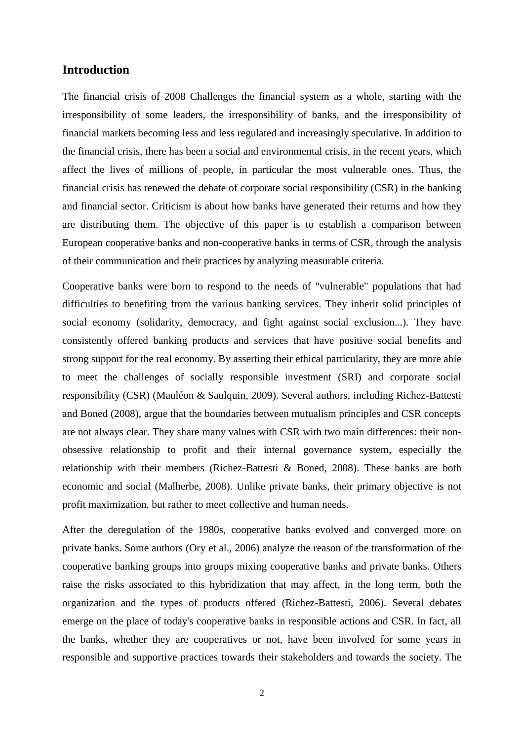## Introduction

The financial crisis of 2008 Challenges the financial system as a whole, starting with the irresponsibility of some leaders, the irresponsibility of banks, and the irresponsibility of financial markets becoming less and less regulated and increasingly speculative. In addition to the financial crisis, there has been a social and environmental crisis, in the recent years, which affect the lives of millions of people, in particular the most vulnerable ones. Thus, the financial crisis has renewed the debate of corporate social responsibility (CSR) in the banking and financial sector. Criticism is about how banks have generated their returns and how they are distributing them. The objective of this paper is to establish a comparison between European cooperative banks and non-cooperative banks in terms of CSR, through the analysis of their communication and their practices by analyzing measurable criteria.

Cooperative banks were born to respond to the needs of "vulnerable" populations that had difficulties to benefiting from the various banking services. They inherit solid principles of social economy (solidarity, democracy, and fight against social exclusion...). They have consistently offered banking products and services that have positive social benefits and strong support for the real economy. By asserting their ethical particularity, they are more able to meet the challenges of socially responsible investment (SRI) and corporate social responsibility (CSR) (Mauléon & Saulquin, 2009). Several authors, including Richez-Battesti and Boned (2008), argue that the boundaries between mutualism principles and CSR concepts are not always clear. They share many values with CSR with two main differences: their non-obsessive relationship to profit and their internal governance system, especially the relationship with their members (Richez-Battesti & Boned, 2008). These banks are both economic and social (Malherbe, 2008). Unlike private banks, their primary objective is not profit maximization, but rather to meet collective and human needs.

After the deregulation of the 1980s, cooperative banks evolved and converged more on private banks. Some authors (Ory et al., 2006) analyze the reason of the transformation of the cooperative banking groups into groups mixing cooperative banks and private banks. Others raise the risks associated to this hybridization that may affect, in the long term, both the organization and the types of products offered (Richez-Battesti, 2006). Several debates emerge on the place of today's cooperative banks in responsible actions and CSR. In fact, all the banks, whether they are cooperatives or not, have been involved for some years in responsible and supportive practices towards their stakeholders and towards the society. The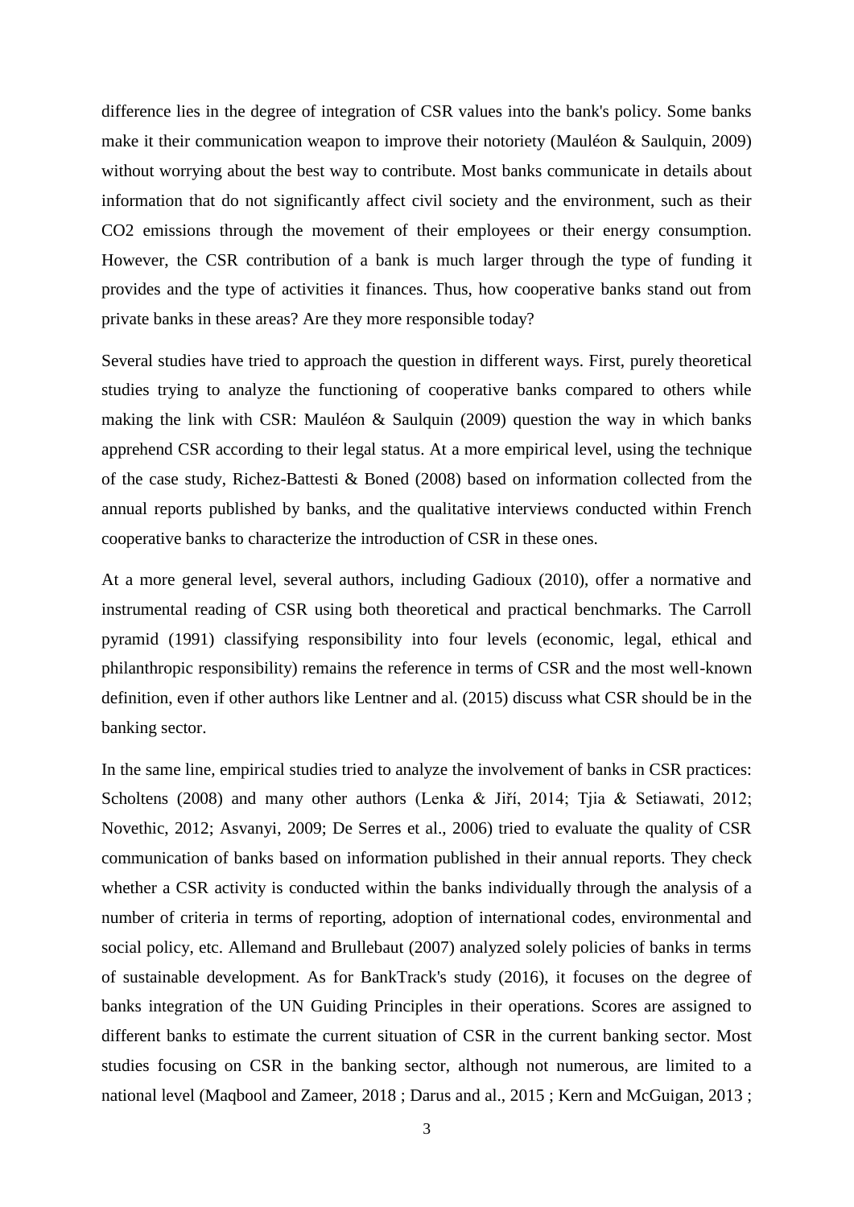difference lies in the degree of integration of CSR values into the bank's policy. Some banks make it their communication weapon to improve their notoriety (Mauléon & Saulquin, 2009) without worrying about the best way to contribute. Most banks communicate in details about information that do not significantly affect civil society and the environment, such as their $CO_2$ emissions through the movement of their employees or their energy consumption. However, the CSR contribution of a bank is much larger through the type of funding it provides and the type of activities it finances. Thus, how cooperative banks stand out from private banks in these areas? Are they more responsible today?

Several studies have tried to approach the question in different ways. First, purely theoretical studies trying to analyze the functioning of cooperative banks compared to others while making the link with CSR: Mauléon & Saulquin (2009) question the way in which banks apprehend CSR according to their legal status. At a more empirical level, using the technique of the case study, Richez-Battesti & Boned (2008) based on information collected from the annual reports published by banks, and the qualitative interviews conducted within French cooperative banks to characterize the introduction of CSR in these ones.

At a more general level, several authors, including Gadioux (2010), offer a normative and instrumental reading of CSR using both theoretical and practical benchmarks. The Carroll pyramid (1991) classifying responsibility into four levels (economic, legal, ethical and philanthropic responsibility) remains the reference in terms of CSR and the most well-known definition, even if other authors like Lentner and al. (2015) discuss what CSR should be in the banking sector.

In the same line, empirical studies tried to analyze the involvement of banks in CSR practices: Scholtens (2008) and many other authors (Lenka & Jiří, 2014; Tjia & Setiawati, 2012; Novethic, 2012; Asvanyi, 2009; De Serres et al., 2006) tried to evaluate the quality of CSR communication of banks based on information published in their annual reports. They check whether a CSR activity is conducted within the banks individually through the analysis of a number of criteria in terms of reporting, adoption of international codes, environmental and social policy, etc. Allemand and Brullebaut (2007) analyzed solely policies of banks in terms of sustainable development. As for BankTrack's study (2016), it focuses on the degree of banks integration of the UN Guiding Principles in their operations. Scores are assigned to different banks to estimate the current situation of CSR in the current banking sector. Most studies focusing on CSR in the banking sector, although not numerous, are limited to a national level (Maqbool and Zameer, 2018 ; Darus and al., 2015 ; Kern and McGuigan, 2013 ;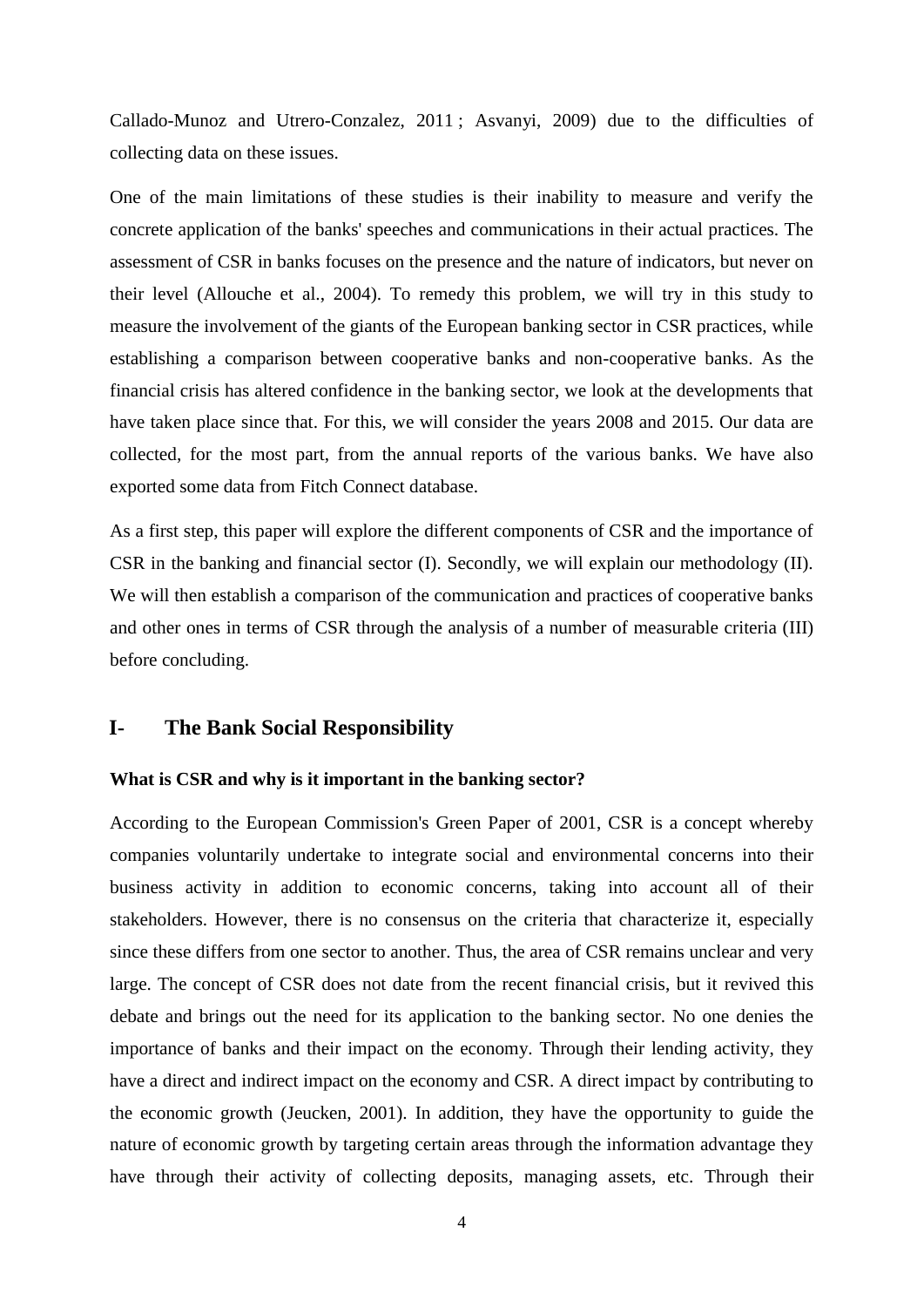Callado-Munoz and Utrero-Conzalez, 2011 ; Asvanyi, 2009) due to the difficulties of collecting data on these issues.

One of the main limitations of these studies is their inability to measure and verify the concrete application of the banks' speeches and communications in their actual practices. The assessment of CSR in banks focuses on the presence and the nature of indicators, but never on their level (Allouche et al., 2004). To remedy this problem, we will try in this study to measure the involvement of the giants of the European banking sector in CSR practices, while establishing a comparison between cooperative banks and non-cooperative banks. As the financial crisis has altered confidence in the banking sector, we look at the developments that have taken place since that. For this, we will consider the years 2008 and 2015. Our data are collected, for the most part, from the annual reports of the various banks. We have also exported some data from Fitch Connect database.

As a first step, this paper will explore the different components of CSR and the importance of CSR in the banking and financial sector (I). Secondly, we will explain our methodology (II). We will then establish a comparison of the communication and practices of cooperative banks and other ones in terms of CSR through the analysis of a number of measurable criteria (III) before concluding.

## I- The Bank Social Responsibility

### What is CSR and why is it important in the banking sector?

According to the European Commission's Green Paper of 2001, CSR is a concept whereby companies voluntarily undertake to integrate social and environmental concerns into their business activity in addition to economic concerns, taking into account all of their stakeholders. However, there is no consensus on the criteria that characterize it, especially since these differs from one sector to another. Thus, the area of CSR remains unclear and very large. The concept of CSR does not date from the recent financial crisis, but it revived this debate and brings out the need for its application to the banking sector. No one denies the importance of banks and their impact on the economy. Through their lending activity, they have a direct and indirect impact on the economy and CSR. A direct impact by contributing to the economic growth (Jeucken, 2001). In addition, they have the opportunity to guide the nature of economic growth by targeting certain areas through the information advantage they have through their activity of collecting deposits, managing assets, etc. Through their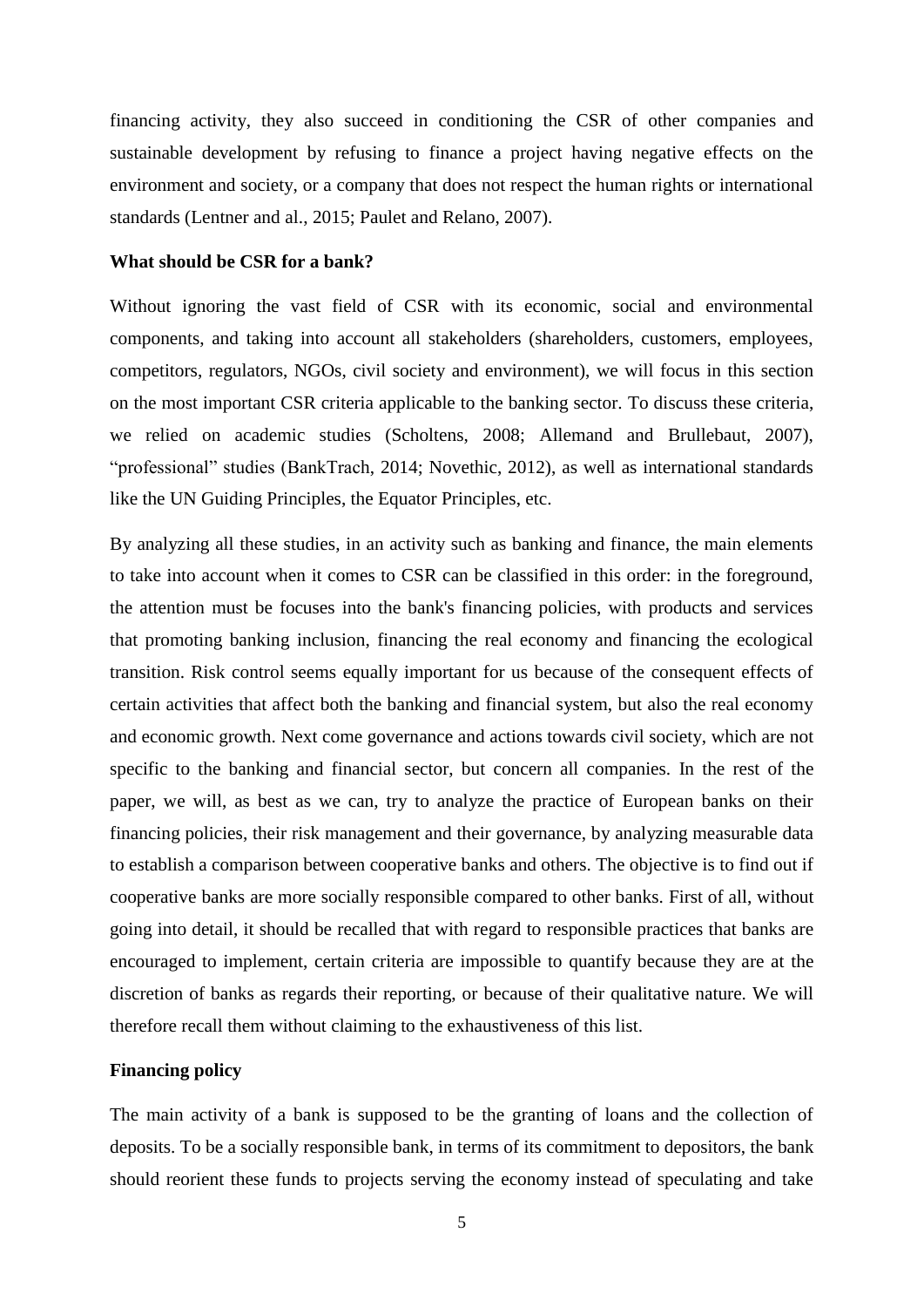financing activity, they also succeed in conditioning the CSR of other companies and sustainable development by refusing to finance a project having negative effects on the environment and society, or a company that does not respect the human rights or international standards (Lentner and al., 2015; Paulet and Relano, 2007).

**What should be CSR for a bank?**

Without ignoring the vast field of CSR with its economic, social and environmental components, and taking into account all stakeholders (shareholders, customers, employees, competitors, regulators, NGOs, civil society and environment), we will focus in this section on the most important CSR criteria applicable to the banking sector. To discuss these criteria, we relied on academic studies (Scholtens, 2008; Allemand and Brullebaut, 2007), "professional" studies (BankTrach, 2014; Novethic, 2012), as well as international standards like the UN Guiding Principles, the Equator Principles, etc.

By analyzing all these studies, in an activity such as banking and finance, the main elements to take into account when it comes to CSR can be classified in this order: in the foreground, the attention must be focuses into the bank's financing policies, with products and services that promoting banking inclusion, financing the real economy and financing the ecological transition. Risk control seems equally important for us because of the consequent effects of certain activities that affect both the banking and financial system, but also the real economy and economic growth. Next come governance and actions towards civil society, which are not specific to the banking and financial sector, but concern all companies. In the rest of the paper, we will, as best as we can, try to analyze the practice of European banks on their financing policies, their risk management and their governance, by analyzing measurable data to establish a comparison between cooperative banks and others. The objective is to find out if cooperative banks are more socially responsible compared to other banks. First of all, without going into detail, it should be recalled that with regard to responsible practices that banks are encouraged to implement, certain criteria are impossible to quantify because they are at the discretion of banks as regards their reporting, or because of their qualitative nature. We will therefore recall them without claiming to the exhaustiveness of this list.

**Financing policy**

The main activity of a bank is supposed to be the granting of loans and the collection of deposits. To be a socially responsible bank, in terms of its commitment to depositors, the bank should reorient these funds to projects serving the economy instead of speculating and take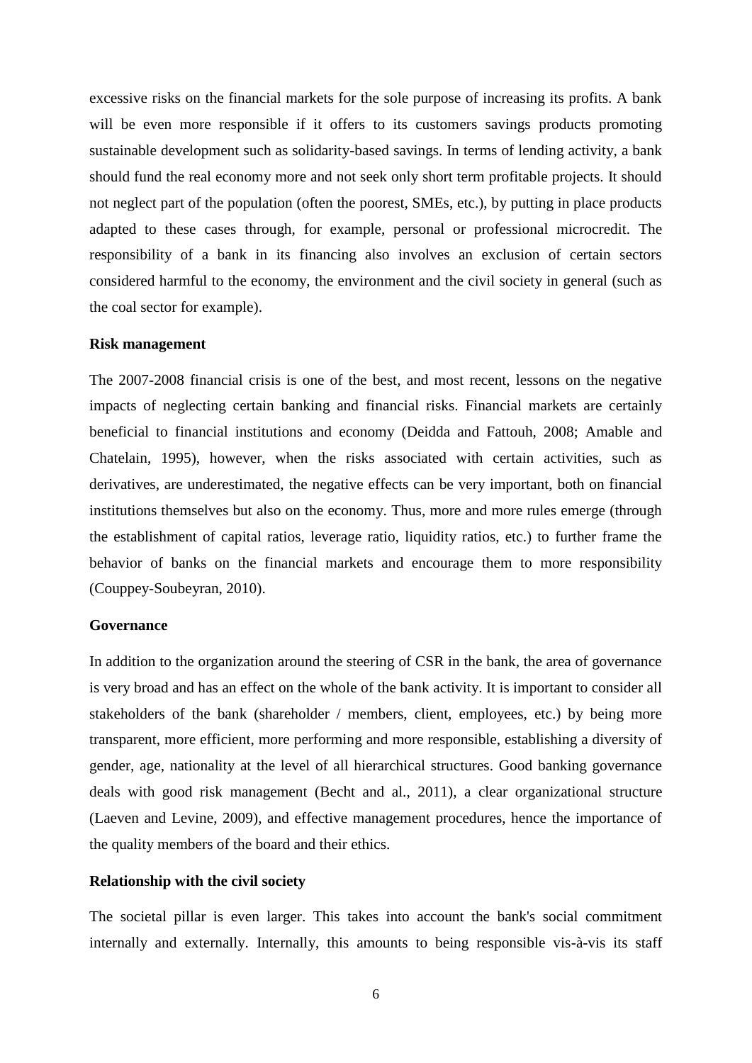excessive risks on the financial markets for the sole purpose of increasing its profits. A bank will be even more responsible if it offers to its customers savings products promoting sustainable development such as solidarity-based savings. In terms of lending activity, a bank should fund the real economy more and not seek only short term profitable projects. It should not neglect part of the population (often the poorest, SMEs, etc.), by putting in place products adapted to these cases through, for example, personal or professional microcredit. The responsibility of a bank in its financing also involves an exclusion of certain sectors considered harmful to the economy, the environment and the civil society in general (such as the coal sector for example).

**Risk management**

The 2007-2008 financial crisis is one of the best, and most recent, lessons on the negative impacts of neglecting certain banking and financial risks. Financial markets are certainly beneficial to financial institutions and economy (Deidda and Fattouh, 2008; Amable and Chatelain, 1995), however, when the risks associated with certain activities, such as derivatives, are underestimated, the negative effects can be very important, both on financial institutions themselves but also on the economy. Thus, more and more rules emerge (through the establishment of capital ratios, leverage ratio, liquidity ratios, etc.) to further frame the behavior of banks on the financial markets and encourage them to more responsibility (Couppey-Soubeyran, 2010).

**Governance**

In addition to the organization around the steering of CSR in the bank, the area of governance is very broad and has an effect on the whole of the bank activity. It is important to consider all stakeholders of the bank (shareholder / members, client, employees, etc.) by being more transparent, more efficient, more performing and more responsible, establishing a diversity of gender, age, nationality at the level of all hierarchical structures. Good banking governance deals with good risk management (Becht and al., 2011), a clear organizational structure (Laeven and Levine, 2009), and effective management procedures, hence the importance of the quality members of the board and their ethics.

**Relationship with the civil society**

The societal pillar is even larger. This takes into account the bank's social commitment internally and externally. Internally, this amounts to being responsible vis-à-vis its staff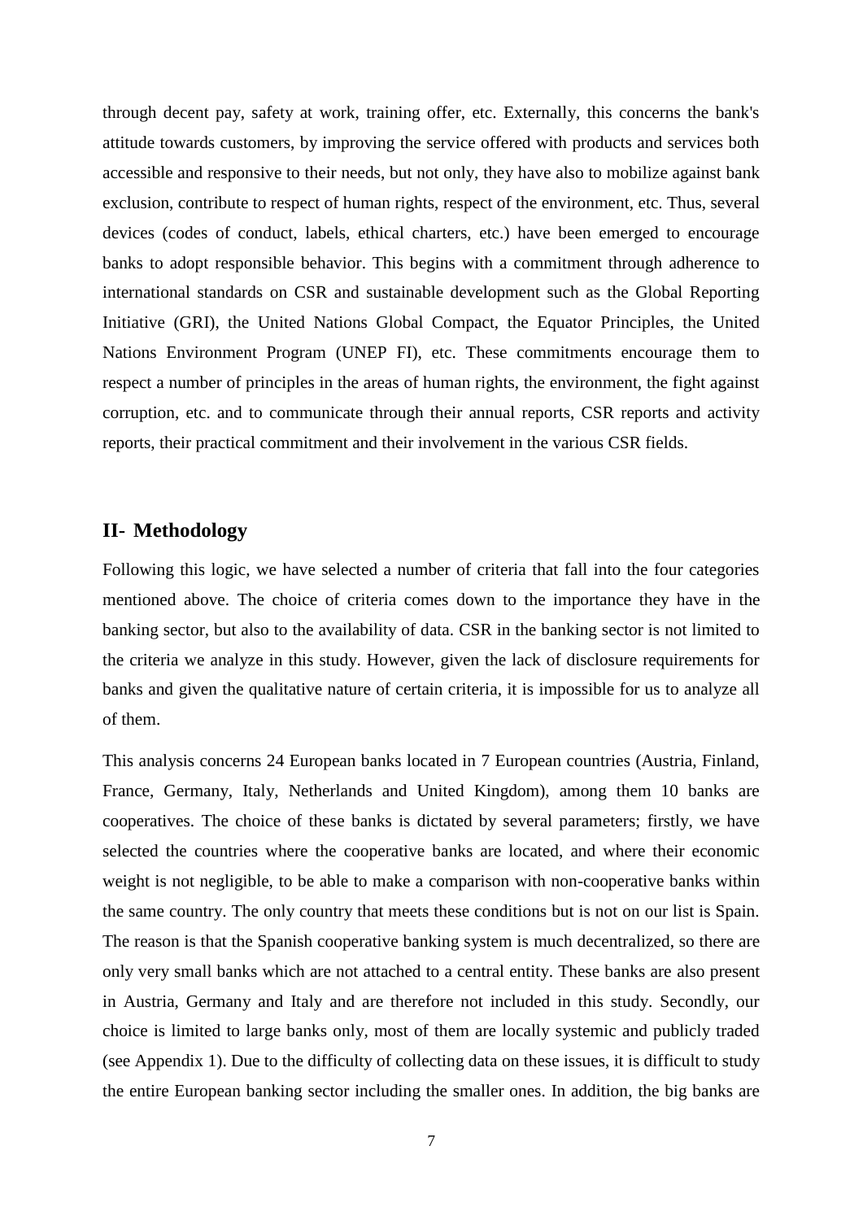through decent pay, safety at work, training offer, etc. Externally, this concerns the bank's attitude towards customers, by improving the service offered with products and services both accessible and responsive to their needs, but not only, they have also to mobilize against bank exclusion, contribute to respect of human rights, respect of the environment, etc. Thus, several devices (codes of conduct, labels, ethical charters, etc.) have been emerged to encourage banks to adopt responsible behavior. This begins with a commitment through adherence to international standards on CSR and sustainable development such as the Global Reporting Initiative (GRI), the United Nations Global Compact, the Equator Principles, the United Nations Environment Program (UNEP FI), etc. These commitments encourage them to respect a number of principles in the areas of human rights, the environment, the fight against corruption, etc. and to communicate through their annual reports, CSR reports and activity reports, their practical commitment and their involvement in the various CSR fields.

## II- Methodology

Following this logic, we have selected a number of criteria that fall into the four categories mentioned above. The choice of criteria comes down to the importance they have in the banking sector, but also to the availability of data. CSR in the banking sector is not limited to the criteria we analyze in this study. However, given the lack of disclosure requirements for banks and given the qualitative nature of certain criteria, it is impossible for us to analyze all of them.

This analysis concerns 24 European banks located in 7 European countries (Austria, Finland, France, Germany, Italy, Netherlands and United Kingdom), among them 10 banks are cooperatives. The choice of these banks is dictated by several parameters; firstly, we have selected the countries where the cooperative banks are located, and where their economic weight is not negligible, to be able to make a comparison with non-cooperative banks within the same country. The only country that meets these conditions but is not on our list is Spain. The reason is that the Spanish cooperative banking system is much decentralized, so there are only very small banks which are not attached to a central entity. These banks are also present in Austria, Germany and Italy and are therefore not included in this study. Secondly, our choice is limited to large banks only, most of them are locally systemic and publicly traded (see Appendix 1). Due to the difficulty of collecting data on these issues, it is difficult to study the entire European banking sector including the smaller ones. In addition, the big banks are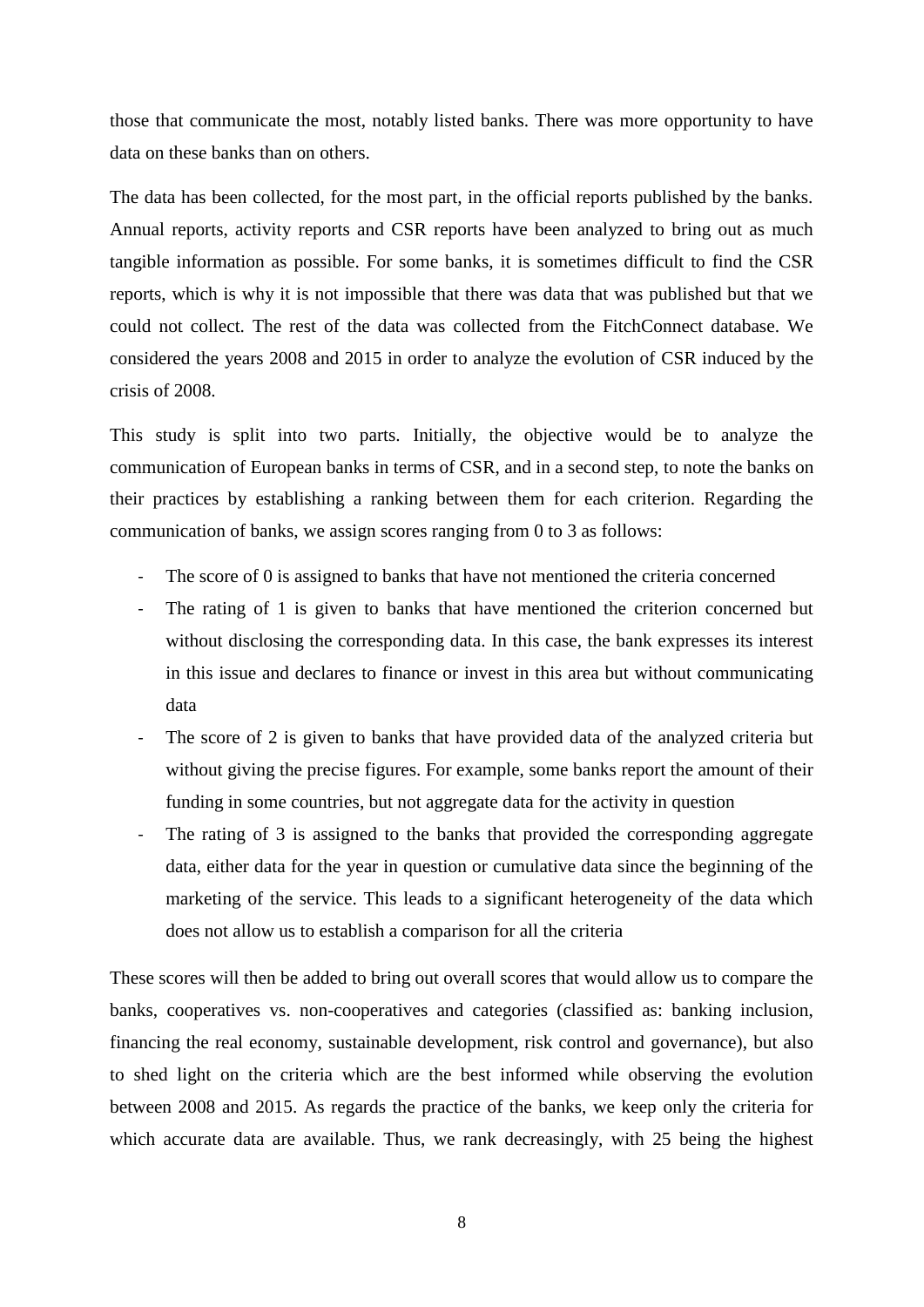those that communicate the most, notably listed banks. There was more opportunity to have data on these banks than on others.

The data has been collected, for the most part, in the official reports published by the banks. Annual reports, activity reports and CSR reports have been analyzed to bring out as much tangible information as possible. For some banks, it is sometimes difficult to find the CSR reports, which is why it is not impossible that there was data that was published but that we could not collect. The rest of the data was collected from the FitchConnect database. We considered the years 2008 and 2015 in order to analyze the evolution of CSR induced by the crisis of 2008.

This study is split into two parts. Initially, the objective would be to analyze the communication of European banks in terms of CSR, and in a second step, to note the banks on their practices by establishing a ranking between them for each criterion. Regarding the communication of banks, we assign scores ranging from 0 to 3 as follows:

- The score of 0 is assigned to banks that have not mentioned the criteria concerned
- The rating of 1 is given to banks that have mentioned the criterion concerned but without disclosing the corresponding data. In this case, the bank expresses its interest in this issue and declares to finance or invest in this area but without communicating data
- The score of 2 is given to banks that have provided data of the analyzed criteria but without giving the precise figures. For example, some banks report the amount of their funding in some countries, but not aggregate data for the activity in question
- The rating of 3 is assigned to the banks that provided the corresponding aggregate data, either data for the year in question or cumulative data since the beginning of the marketing of the service. This leads to a significant heterogeneity of the data which does not allow us to establish a comparison for all the criteria

These scores will then be added to bring out overall scores that would allow us to compare the banks, cooperatives vs. non-cooperatives and categories (classified as: banking inclusion, financing the real economy, sustainable development, risk control and governance), but also to shed light on the criteria which are the best informed while observing the evolution between 2008 and 2015. As regards the practice of the banks, we keep only the criteria for which accurate data are available. Thus, we rank decreasingly, with 25 being the highest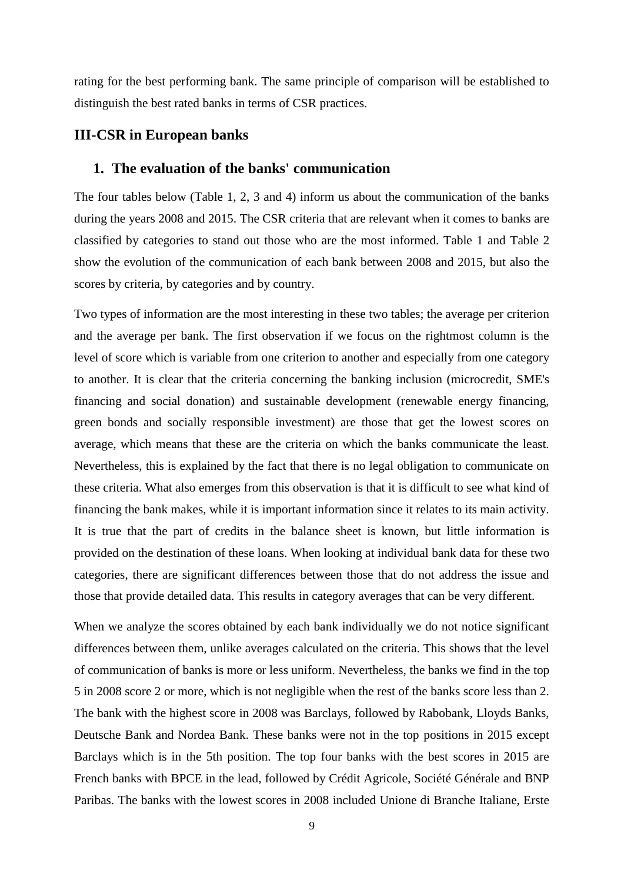rating for the best performing bank. The same principle of comparison will be established to distinguish the best rated banks in terms of CSR practices.

## III-CSR in European banks

### 1. The evaluation of the banks' communication

The four tables below (Table 1, 2, 3 and 4) inform us about the communication of the banks during the years 2008 and 2015. The CSR criteria that are relevant when it comes to banks are classified by categories to stand out those who are the most informed. Table 1 and Table 2 show the evolution of the communication of each bank between 2008 and 2015, but also the scores by criteria, by categories and by country.

Two types of information are the most interesting in these two tables; the average per criterion and the average per bank. The first observation if we focus on the rightmost column is the level of score which is variable from one criterion to another and especially from one category to another. It is clear that the criteria concerning the banking inclusion (microcredit, SME's financing and social donation) and sustainable development (renewable energy financing, green bonds and socially responsible investment) are those that get the lowest scores on average, which means that these are the criteria on which the banks communicate the least. Nevertheless, this is explained by the fact that there is no legal obligation to communicate on these criteria. What also emerges from this observation is that it is difficult to see what kind of financing the bank makes, while it is important information since it relates to its main activity. It is true that the part of credits in the balance sheet is known, but little information is provided on the destination of these loans. When looking at individual bank data for these two categories, there are significant differences between those that do not address the issue and those that provide detailed data. This results in category averages that can be very different.

When we analyze the scores obtained by each bank individually we do not notice significant differences between them, unlike averages calculated on the criteria. This shows that the level of communication of banks is more or less uniform. Nevertheless, the banks we find in the top 5 in 2008 score 2 or more, which is not negligible when the rest of the banks score less than 2. The bank with the highest score in 2008 was Barclays, followed by Rabobank, Lloyds Banks, Deutsche Bank and Nordea Bank. These banks were not in the top positions in 2015 except Barclays which is in the 5th position. The top four banks with the best scores in 2015 are French banks with BPCE in the lead, followed by Crédit Agricole, Société Générale and BNP Paribas. The banks with the lowest scores in 2008 included Unione di Branche Italiane, Erste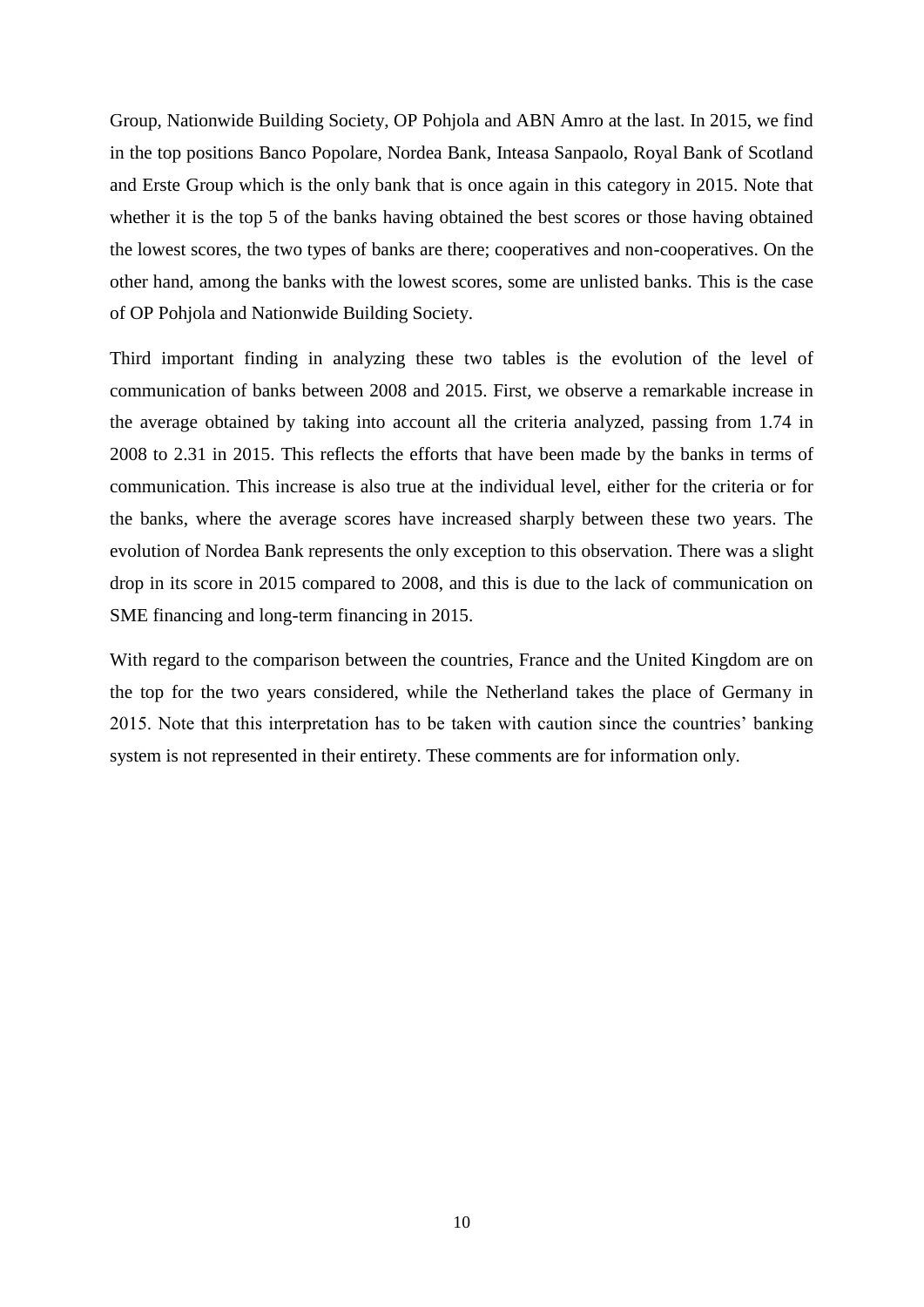Group, Nationwide Building Society, OP Pohjola and ABN Amro at the last. In 2015, we find in the top positions Banco Popolare, Nordea Bank, Inteasa Sanpaolo, Royal Bank of Scotland and Erste Group which is the only bank that is once again in this category in 2015. Note that whether it is the top 5 of the banks having obtained the best scores or those having obtained the lowest scores, the two types of banks are there; cooperatives and non-cooperatives. On the other hand, among the banks with the lowest scores, some are unlisted banks. This is the case of OP Pohjola and Nationwide Building Society.

Third important finding in analyzing these two tables is the evolution of the level of communication of banks between 2008 and 2015. First, we observe a remarkable increase in the average obtained by taking into account all the criteria analyzed, passing from 1.74 in 2008 to 2.31 in 2015. This reflects the efforts that have been made by the banks in terms of communication. This increase is also true at the individual level, either for the criteria or for the banks, where the average scores have increased sharply between these two years. The evolution of Nordea Bank represents the only exception to this observation. There was a slight drop in its score in 2015 compared to 2008, and this is due to the lack of communication on SME financing and long-term financing in 2015.

With regard to the comparison between the countries, France and the United Kingdom are on the top for the two years considered, while the Netherland takes the place of Germany in 2015. Note that this interpretation has to be taken with caution since the countries' banking system is not represented in their entirety. These comments are for information only.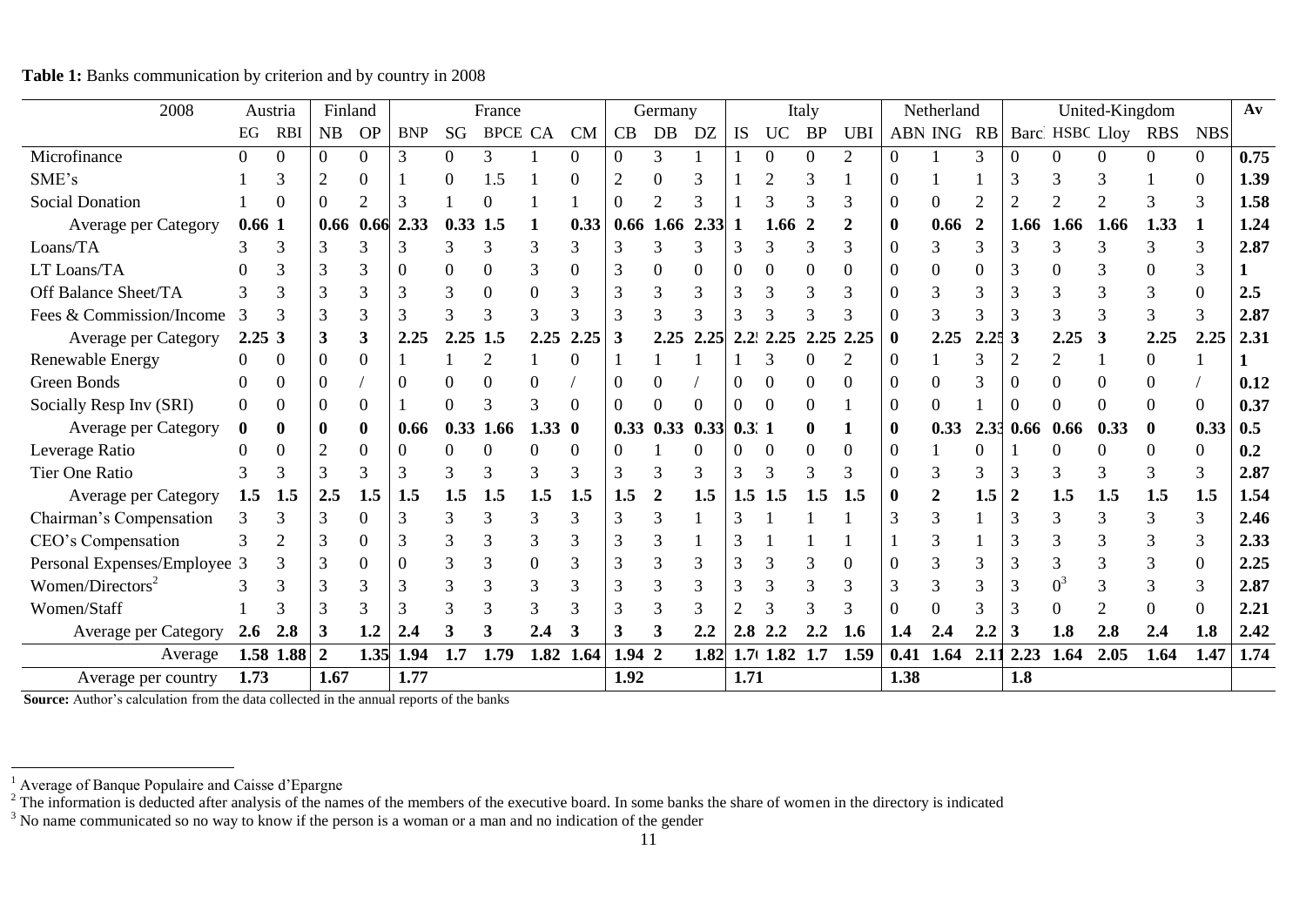**Table 1:** Banks communication by criterion and by country in 2008

| 2008 | Austria | | Finland | | France | | | | | Germany | | | Italy | | | | Netherland | | | United-Kingdom | | | | | Av |
|---|---|---|---|---|---|---|---|---|---|---|---|---|---|---|---|---|---|---|---|---|---|---|---|---|---|
| | EG | RBI | NB | OP | BNP | SG | BPCE | CA | CM | CB | DB | DZ | IS | UC | BP | UBI | ABN | ING | RB | Barc | HSBC | Lloy | RBS | NBS | |
| Microfinance | 0 | 0 | 0 | 0 | 3 | 0 | 3 | 1 | 0 | 0 | 3 | 1 | 1 | 0 | 0 | 2 | 0 | 1 | 3 | 0 | 0 | 0 | 0 | 0 | **0.75** |
| SME's | 1 | 3 | 2 | 0 | 1 | 0 | 1.5 | 1 | 0 | 2 | 0 | 3 | 1 | 2 | 3 | 1 | 0 | 1 | 1 | 3 | 3 | 3 | 1 | 0 | **1.39** |
| Social Donation | 1 | 0 | 0 | 2 | 3 | 1 | 0 | 1 | 1 | 0 | 2 | 3 | 1 | 3 | 3 | 3 | 0 | 0 | 2 | 2 | 2 | 2 | 3 | 3 | **1.58** |
| Average per Category | **0.66** | **1** | **0.66** | **0.66** | **2.33** | **0.33** | **1.5** | **1** | **0.33** | **0.66** | **1.66** | **2.33** | **1** | **1.66** | **2** | **2** | **0** | **0.66** | **2** | **1.66** | **1.66** | **1.66** | **1.33** | **1** | **1.24** |
| Loans/TA | 3 | 3 | 3 | 3 | 3 | 3 | 3 | 3 | 3 | 3 | 3 | 3 | 3 | 3 | 3 | 3 | 0 | 3 | 3 | 3 | 3 | 3 | 3 | 3 | **2.87** |
| LT Loans/TA | 0 | 3 | 3 | 3 | 0 | 0 | 0 | 3 | 0 | 3 | 0 | 0 | 0 | 0 | 0 | 0 | 0 | 0 | 0 | 3 | 0 | 3 | 0 | 3 | **1** |
| Off Balance Sheet/TA | 3 | 3 | 3 | 3 | 3 | 3 | 0 | 0 | 3 | 3 | 3 | 3 | 3 | 3 | 3 | 3 | 0 | 3 | 3 | 3 | 3 | 3 | 3 | 0 | **2.5** |
| Fees & Commission/Income | 3 | 3 | 3 | 3 | 3 | 3 | 3 | 3 | 3 | 3 | 3 | 3 | 3 | 3 | 3 | 3 | 0 | 3 | 3 | 3 | 3 | 3 | 3 | 3 | **2.87** |
| Average per Category | **2.25** | **3** | **3** | **3** | **2.25** | **2.25** | **1.5** | **2.25** | **2.25** | **3** | **2.25** | **2.25** | **2.25** | **2.25** | **2.25** | **2.25** | **0** | **2.25** | **2.25** | **3** | **2.25** | **3** | **2.25** | **2.25** | **2.31** |
| Renewable Energy | 0 | 0 | 0 | 0 | 1 | 1 | 2 | 1 | 0 | 1 | 1 | 1 | 1 | 3 | 0 | 2 | 0 | 1 | 3 | 2 | 2 | 1 | 0 | 1 | **1** |
| Green Bonds | 0 | 0 | 0 | / | 0 | 0 | 0 | 0 | / | 0 | 0 | / | 0 | 0 | 0 | 0 | 0 | 0 | 3 | 0 | 0 | 0 | 0 | / | **0.12** |
| Socially Resp Inv (SRI) | 0 | 0 | 0 | 0 | 1 | 0 | 3 | 3 | 0 | 0 | 0 | 0 | 0 | 0 | 0 | 1 | 0 | 0 | 1 | 0 | 0 | 0 | 0 | 0 | **0.37** |
| Average per Category | **0** | **0** | **0** | **0** | **0.66** | **0.33** | **1.66** | **1.33** | **0** | **0.33** | **0.33** | **0.33** | **0.33** | **1** | **0** | **1** | **0** | **0.33** | **2.33** | **0.66** | **0.66** | **0.33** | **0** | **0.33** | **0.5** |
| Leverage Ratio | 0 | 0 | 2 | 0 | 0 | 0 | 0 | 0 | 0 | 0 | 1 | 0 | 0 | 0 | 0 | 0 | 0 | 1 | 0 | 1 | 0 | 0 | 0 | 0 | **0.2** |
| Tier One Ratio | 3 | 3 | 3 | 3 | 3 | 3 | 3 | 3 | 3 | 3 | 3 | 3 | 3 | 3 | 3 | 3 | 0 | 3 | 3 | 3 | 3 | 3 | 3 | 3 | **2.87** |
| Average per Category | **1.5** | **1.5** | **2.5** | **1.5** | **1.5** | **1.5** | **1.5** | **1.5** | **1.5** | **1.5** | **2** | **1.5** | **1.5** | **1.5** | **1.5** | **1.5** | **0** | **2** | **1.5** | **2** | **1.5** | **1.5** | **1.5** | **1.5** | **1.54** |
| Chairman's Compensation | 3 | 3 | 3 | 0 | 3 | 3 | 3 | 3 | 3 | 3 | 3 | 1 | 3 | 1 | 1 | 1 | 3 | 3 | 1 | 3 | 3 | 3 | 3 | 3 | **2.46** |
| CEO's Compensation | 3 | 2 | 3 | 0 | 3 | 3 | 3 | 3 | 3 | 3 | 3 | 1 | 3 | 1 | 1 | 1 | 1 | 3 | 1 | 3 | 3 | 3 | 3 | 3 | **2.33** |
| Personal Expenses/Employee | 3 | 3 | 3 | 0 | 0 | 3 | 3 | 0 | 3 | 3 | 3 | 3 | 3 | 3 | 3 | 0 | 0 | 3 | 3 | 3 | 3 | 3 | 3 | 0 | **2.25** |
| Women/Directors[2] | 3 | 3 | 3 | 3 | 3 | 3 | 3 | 3 | 3 | 3 | 3 | 3 | 3 | 3 | 3 | 3 | 3 | 3 | 3 | 3 | 0[3] | 3 | 3 | 3 | **2.87** |
| Women/Staff | 1 | 3 | 3 | 3 | 3 | 3 | 3 | 3 | 3 | 3 | 3 | 3 | 2 | 3 | 3 | 3 | 0 | 0 | 3 | 3 | 0 | 2 | 0 | 0 | **2.21** |
| Average per Category | **2.6** | **2.8** | **3** | **1.2** | **2.4** | **3** | **3** | **2.4** | **3** | **3** | **3** | **2.2** | **2.8** | **2.2** | **2.2** | **1.6** | **1.4** | **2.4** | **2.2** | **3** | **1.8** | **2.8** | **2.4** | **1.8** | **2.42** |
| Average | **1.58** | **1.88** | **2** | **1.35** | **1.94** | **1.7** | **1.79** | **1.82** | **1.64** | **1.94** | **2** | **1.82** | **1.76** | **1.82** | **1.7** | **1.59** | **0.41** | **1.64** | **2.11** | **2.23** | **1.64** | **2.05** | **1.64** | **1.47** | **1.74** |
| Average per country | **1.73** | | **1.67** | | **1.77** | | | | | **1.92** | | | **1.71** | | | | **1.38** | | | **1.8** | | | | | |

**Source:** Author's calculation from the data collected in the annual reports of the banks

[1] Average of Banque Populaire and Caisse d'Epargne
[2] The information is deducted after analysis of the names of the members of the executive board. In some banks the share of women in the directory is indicated
[3] No name communicated so no way to know if the person is a woman or a man and no indication of the gender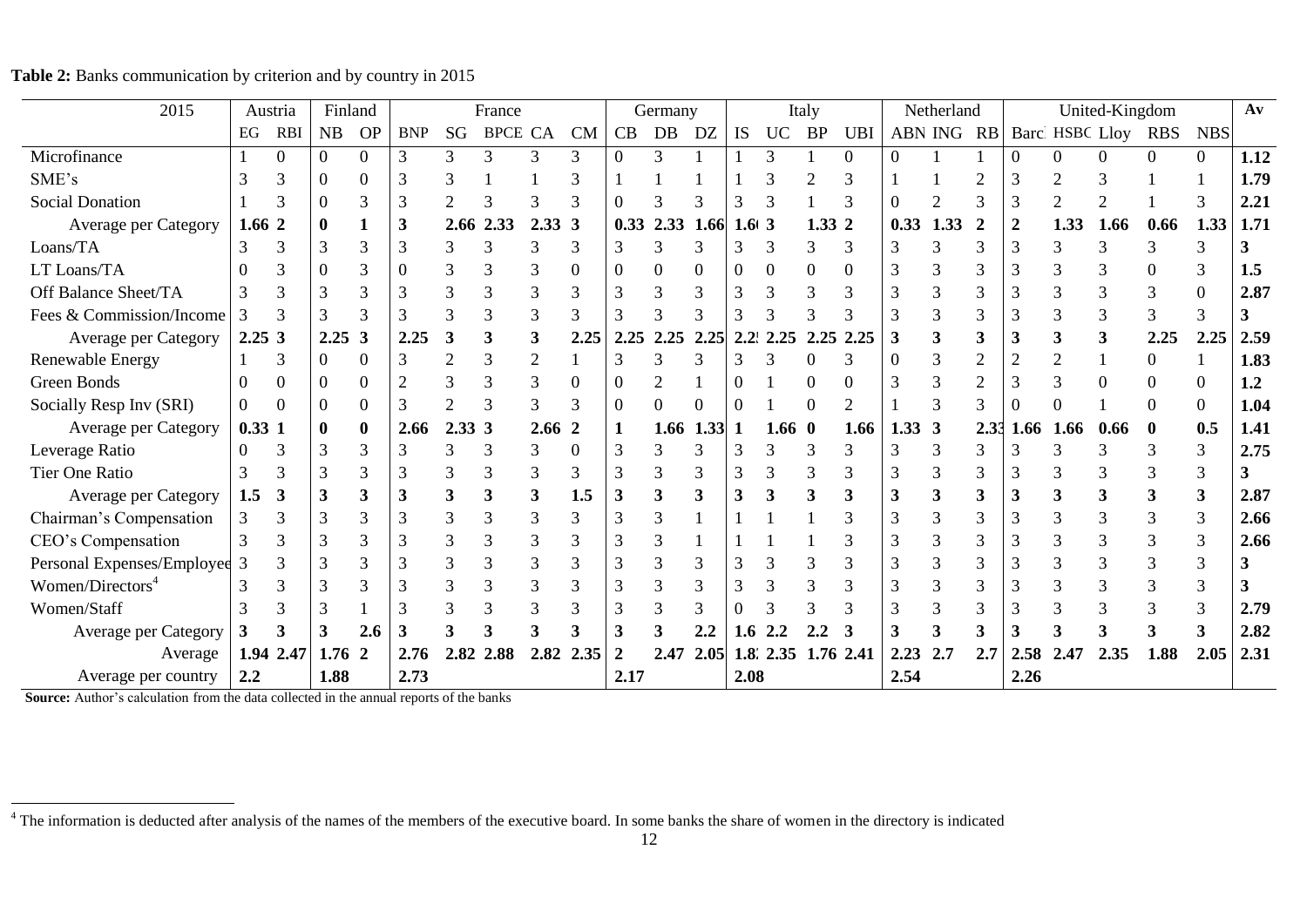**Table 2:** Banks communication by criterion and by country in 2015

| 2015 | Austria | | Finland | | France | | | | | Germany | | | Italy | | | | Netherland | | | United-Kingdom | | | | | Av |
|---|---|---|---|---|---|---|---|---|---|---|---|---|---|---|---|---|---|---|---|---|---|---|---|---|---|
| | EG | RBI | NB | OP | BNP | SG | BPCE | CA | CM | CB | DB | DZ | IS | UC | BP | UBI | ABN | ING | RB | Barc | HSBC | Lloy | RBS | NBS | |
| Microfinance | 1 | 0 | 0 | 0 | 3 | 3 | 3 | 3 | 3 | 0 | 3 | 1 | 1 | 3 | 1 | 0 | 0 | 1 | 1 | 0 | 0 | 0 | 0 | 0 | **1.12** |
| SME's | 3 | 3 | 0 | 0 | 3 | 3 | 1 | 1 | 3 | 1 | 1 | 1 | 1 | 3 | 2 | 3 | 1 | 1 | 2 | 3 | 2 | 3 | 1 | 1 | **1.79** |
| Social Donation | 1 | 3 | 0 | 3 | 3 | 2 | 3 | 3 | 3 | 0 | 3 | 3 | 3 | 3 | 1 | 3 | 0 | 2 | 3 | 3 | 2 | 2 | 1 | 3 | **2.21** |
| Average per Category | **1.66** | **2** | **0** | **1** | **3** | **2.66** | **2.33** | **2.33** | **3** | **0.33** | **2.33** | **1.66** | **1.6** | **3** | **1.33** | **2** | **0.33** | **1.33** | **2** | **2** | **1.33** | **1.66** | **0.66** | **1.33** | **1.71** |
| Loans/TA | 3 | 3 | 3 | 3 | 3 | 3 | 3 | 3 | 3 | 3 | 3 | 3 | 3 | 3 | 3 | 3 | 3 | 3 | 3 | 3 | 3 | 3 | 3 | 3 | **3** |
| LT Loans/TA | 0 | 3 | 0 | 3 | 0 | 3 | 3 | 3 | 0 | 0 | 0 | 0 | 0 | 0 | 0 | 0 | 3 | 3 | 3 | 3 | 3 | 3 | 0 | 3 | **1.5** |
| Off Balance Sheet/TA | 3 | 3 | 3 | 3 | 3 | 3 | 3 | 3 | 3 | 3 | 3 | 3 | 3 | 3 | 3 | 3 | 3 | 3 | 3 | 3 | 3 | 3 | 3 | 0 | **2.87** |
| Fees & Commission/Income | 3 | 3 | 3 | 3 | 3 | 3 | 3 | 3 | 3 | 3 | 3 | 3 | 3 | 3 | 3 | 3 | 3 | 3 | 3 | 3 | 3 | 3 | 3 | 3 | **3** |
| Average per Category | **2.25** | **3** | **2.25** | **3** | **2.25** | **3** | **3** | **3** | **2.25** | **2.25** | **2.25** | **2.25** | **2.2** | **2.25** | **2.25** | **2.25** | **3** | **3** | **3** | **3** | **3** | **3** | **2.25** | **2.25** | **2.59** |
| Renewable Energy | 1 | 3 | 0 | 0 | 3 | 2 | 3 | 2 | 1 | 3 | 3 | 3 | 3 | 3 | 0 | 3 | 0 | 3 | 2 | 2 | 2 | 1 | 0 | 1 | **1.83** |
| Green Bonds | 0 | 0 | 0 | 0 | 2 | 3 | 3 | 3 | 0 | 0 | 2 | 1 | 0 | 1 | 0 | 0 | 3 | 3 | 2 | 3 | 3 | 0 | 0 | 0 | **1.2** |
| Socially Resp Inv (SRI) | 0 | 0 | 0 | 0 | 3 | 2 | 3 | 3 | 3 | 0 | 0 | 0 | 0 | 1 | 0 | 2 | 1 | 3 | 3 | 0 | 0 | 1 | 0 | 0 | **1.04** |
| Average per Category | **0.33** | **1** | **0** | **0** | **2.66** | **2.33** | **3** | **2.66** | **2** | **1** | **1.66** | **1.33** | **1** | **1.66** | **0** | **1.66** | **1.33** | **3** | **2.33** | **1.66** | **1.66** | **0.66** | **0** | **0.5** | **1.41** |
| Leverage Ratio | 0 | 3 | 3 | 3 | 3 | 3 | 3 | 3 | 0 | 3 | 3 | 3 | 3 | 3 | 3 | 3 | 3 | 3 | 3 | 3 | 3 | 3 | 3 | 3 | **2.75** |
| Tier One Ratio | 3 | 3 | 3 | 3 | 3 | 3 | 3 | 3 | 3 | 3 | 3 | 3 | 3 | 3 | 3 | 3 | 3 | 3 | 3 | 3 | 3 | 3 | 3 | 3 | **3** |
| Average per Category | **1.5** | **3** | **3** | **3** | **3** | **3** | **3** | **3** | **1.5** | **3** | **3** | **3** | **3** | **3** | **3** | **3** | **3** | **3** | **3** | **3** | **3** | **3** | **3** | **3** | **2.87** |
| Chairman's Compensation | 3 | 3 | 3 | 3 | 3 | 3 | 3 | 3 | 3 | 3 | 3 | 1 | 1 | 1 | 1 | 3 | 3 | 3 | 3 | 3 | 3 | 3 | 3 | 3 | **2.66** |
| CEO's Compensation | 3 | 3 | 3 | 3 | 3 | 3 | 3 | 3 | 3 | 3 | 3 | 1 | 1 | 1 | 1 | 3 | 3 | 3 | 3 | 3 | 3 | 3 | 3 | 3 | **2.66** |
| Personal Expenses/Employee | 3 | 3 | 3 | 3 | 3 | 3 | 3 | 3 | 3 | 3 | 3 | 3 | 3 | 3 | 3 | 3 | 3 | 3 | 3 | 3 | 3 | 3 | 3 | 3 | **3** |
| Women/Directors[4] | 3 | 3 | 3 | 3 | 3 | 3 | 3 | 3 | 3 | 3 | 3 | 3 | 3 | 3 | 3 | 3 | 3 | 3 | 3 | 3 | 3 | 3 | 3 | 3 | **3** |
| Women/Staff | 3 | 3 | 3 | 1 | 3 | 3 | 3 | 3 | 3 | 3 | 3 | 3 | 0 | 3 | 3 | 3 | 3 | 3 | 3 | 3 | 3 | 3 | 3 | 3 | **2.79** |
| Average per Category | **3** | **3** | **3** | **2.6** | **3** | **3** | **3** | **3** | **3** | **3** | **3** | **2.2** | **1.6** | **2.2** | **2.2** | **3** | **3** | **3** | **3** | **3** | **3** | **3** | **3** | **3** | **2.82** |
| Average | **1.94** | **2.47** | **1.76** | **2** | **2.76** | **2.82** | **2.88** | **2.82** | **2.35** | **2** | **2.47** | **2.05** | **1.8** | **2.35** | **1.76** | **2.41** | **2.23** | **2.7** | **2.7** | **2.58** | **2.47** | **2.35** | **1.88** | **2.05** | **2.31** |
| Average per country | **2.2** | | **1.88** | | **2.73** | | | | | **2.17** | | | **2.08** | | | | **2.54** | | | **2.26** | | | | | |

**Source:** Author's calculation from the data collected in the annual reports of the banks

[4] The information is deducted after analysis of the names of the members of the executive board. In some banks the share of women in the directory is indicated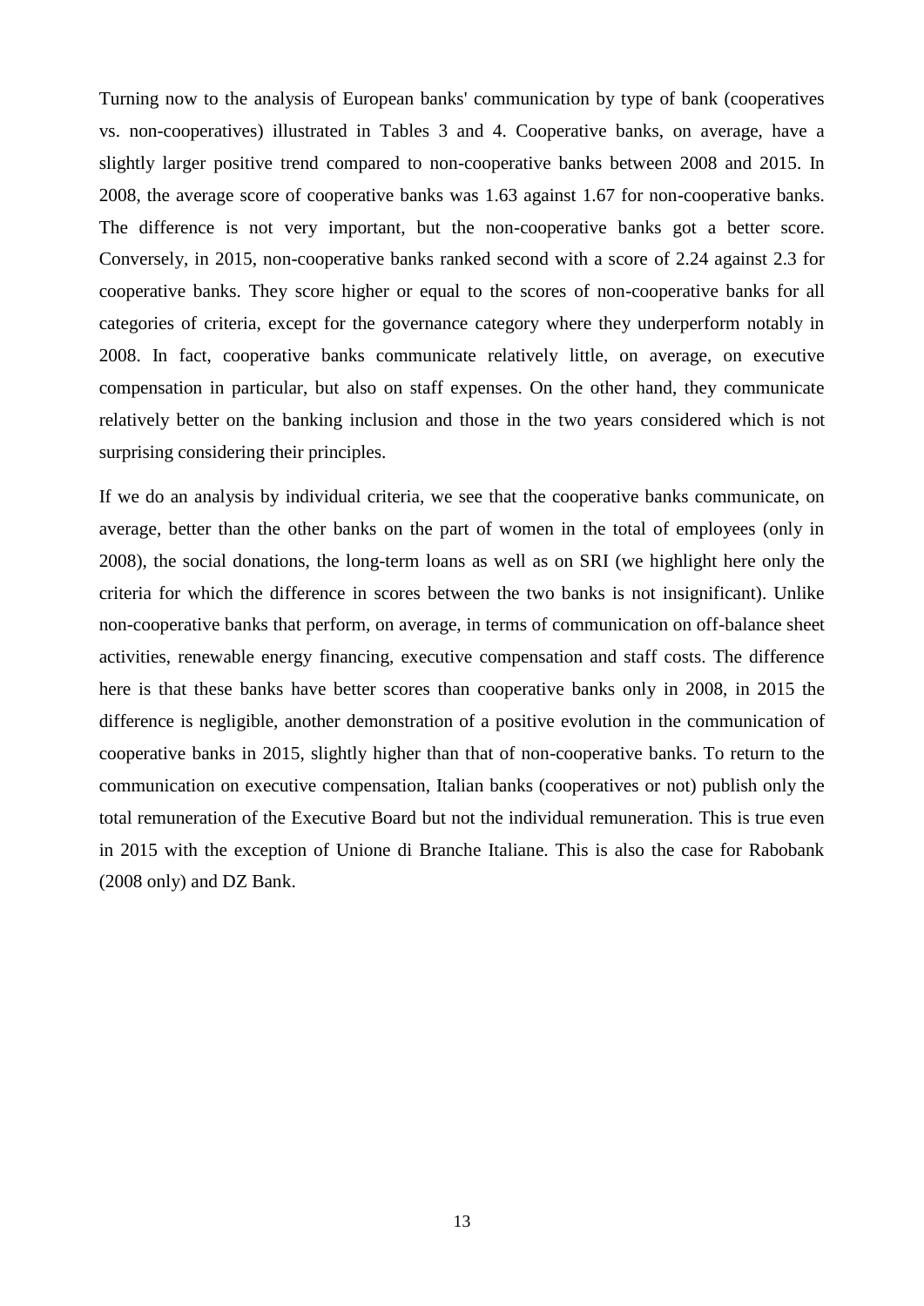Turning now to the analysis of European banks' communication by type of bank (cooperatives vs. non-cooperatives) illustrated in Tables 3 and 4. Cooperative banks, on average, have a slightly larger positive trend compared to non-cooperative banks between 2008 and 2015. In 2008, the average score of cooperative banks was 1.63 against 1.67 for non-cooperative banks. The difference is not very important, but the non-cooperative banks got a better score. Conversely, in 2015, non-cooperative banks ranked second with a score of 2.24 against 2.3 for cooperative banks. They score higher or equal to the scores of non-cooperative banks for all categories of criteria, except for the governance category where they underperform notably in 2008. In fact, cooperative banks communicate relatively little, on average, on executive compensation in particular, but also on staff expenses. On the other hand, they communicate relatively better on the banking inclusion and those in the two years considered which is not surprising considering their principles.

If we do an analysis by individual criteria, we see that the cooperative banks communicate, on average, better than the other banks on the part of women in the total of employees (only in 2008), the social donations, the long-term loans as well as on SRI (we highlight here only the criteria for which the difference in scores between the two banks is not insignificant). Unlike non-cooperative banks that perform, on average, in terms of communication on off-balance sheet activities, renewable energy financing, executive compensation and staff costs. The difference here is that these banks have better scores than cooperative banks only in 2008, in 2015 the difference is negligible, another demonstration of a positive evolution in the communication of cooperative banks in 2015, slightly higher than that of non-cooperative banks. To return to the communication on executive compensation, Italian banks (cooperatives or not) publish only the total remuneration of the Executive Board but not the individual remuneration. This is true even in 2015 with the exception of Unione di Branche Italiane. This is also the case for Rabobank (2008 only) and DZ Bank.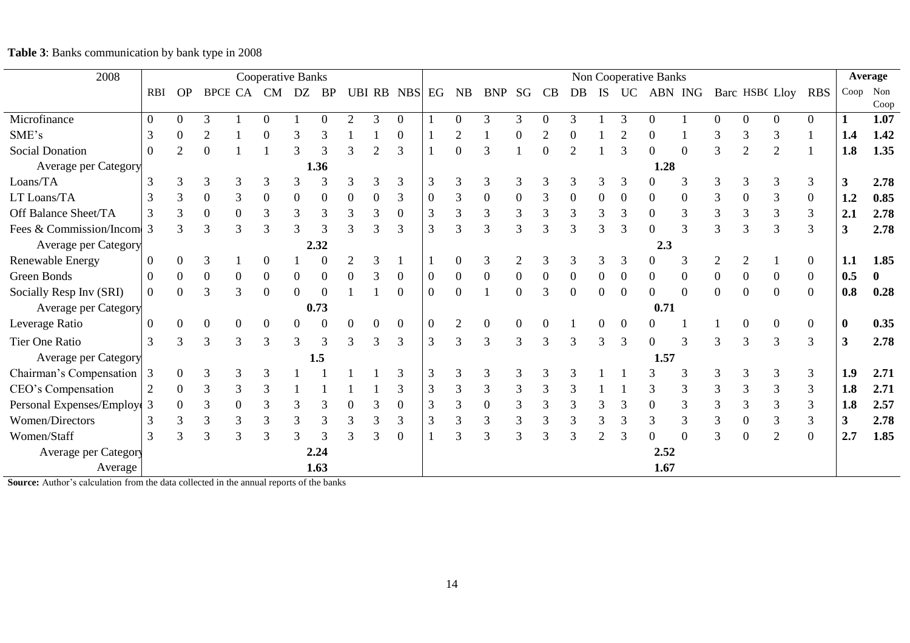**Table 3**: Banks communication by bank type in 2008

| 2008 | Cooperative Banks | | | | | | | | | | Non Cooperative Banks | | | | | | | | | | | | | | | Average | |
|---|---|---|---|---|---|---|---|---|---|---|---|---|---|---|---|---|---|---|---|---|---|---|---|---|---|---|---|
| | RBI | OP | BPCE | CA | CM | DZ | BP | UBI | RB | NBS | EG | NB | BNP | SG | CB | DB | IS | UC | ABN | ING | Barc | HSBC | Lloy | RBS | Coop | Non Coop |
| Microfinance | 0 | 0 | 3 | 1 | 0 | 1 | 0 | 2 | 3 | 0 | 1 | 0 | 3 | 3 | 0 | 3 | 1 | 3 | 0 | 1 | 0 | 0 | 0 | 0 | **1** | **1.07** |
| SME's | 3 | 0 | 2 | 1 | 0 | 3 | 3 | 1 | 1 | 0 | 1 | 2 | 1 | 0 | 2 | 0 | 1 | 2 | 0 | 1 | 3 | 3 | 3 | 1 | **1.4** | **1.42** |
| Social Donation | 0 | 2 | 0 | 1 | 1 | 3 | 3 | 3 | 2 | 3 | 1 | 0 | 3 | 1 | 0 | 2 | 1 | 3 | 0 | 0 | 3 | 2 | 2 | 1 | **1.8** | **1.35** |
| Average per Category | | | | | | | **1.36** | | | | | | | | | | | | **1.28** | | | | | | | |
| Loans/TA | 3 | 3 | 3 | 3 | 3 | 3 | 3 | 3 | 3 | 3 | 3 | 3 | 3 | 3 | 3 | 3 | 3 | 3 | 0 | 3 | 3 | 3 | 3 | 3 | **3** | **2.78** |
| LT Loans/TA | 3 | 3 | 0 | 3 | 0 | 0 | 0 | 0 | 0 | 3 | 0 | 3 | 0 | 0 | 3 | 0 | 0 | 0 | 0 | 0 | 3 | 0 | 3 | 0 | **1.2** | **0.85** |
| Off Balance Sheet/TA | 3 | 3 | 0 | 0 | 3 | 3 | 3 | 3 | 3 | 0 | 3 | 3 | 3 | 3 | 3 | 3 | 3 | 3 | 0 | 3 | 3 | 3 | 3 | 3 | **2.1** | **2.78** |
| Fees & Commission/Income | 3 | 3 | 3 | 3 | 3 | 3 | 3 | 3 | 3 | 3 | 3 | 3 | 3 | 3 | 3 | 3 | 3 | 3 | 0 | 3 | 3 | 3 | 3 | 3 | **3** | **2.78** |
| Average per Category | | | | | | | **2.32** | | | | | | | | | | | | **2.3** | | | | | | | |
| Renewable Energy | 0 | 0 | 3 | 1 | 0 | 1 | 0 | 2 | 3 | 1 | 1 | 0 | 3 | 2 | 3 | 3 | 3 | 3 | 0 | 3 | 2 | 2 | 1 | 0 | **1.1** | **1.85** |
| Green Bonds | 0 | 0 | 0 | 0 | 0 | 0 | 0 | 0 | 3 | 0 | 0 | 0 | 0 | 0 | 0 | 0 | 0 | 0 | 0 | 0 | 0 | 0 | 0 | 0 | **0.5** | **0** |
| Socially Resp Inv (SRI) | 0 | 0 | 3 | 3 | 0 | 0 | 0 | 1 | 1 | 0 | 0 | 0 | 1 | 0 | 3 | 0 | 0 | 0 | 0 | 0 | 0 | 0 | 0 | 0 | **0.8** | **0.28** |
| Average per Category | | | | | | | **0.73** | | | | | | | | | | | | **0.71** | | | | | | | |
| Leverage Ratio | 0 | 0 | 0 | 0 | 0 | 0 | 0 | 0 | 0 | 0 | 0 | 2 | 0 | 0 | 0 | 1 | 0 | 0 | 0 | 1 | 1 | 0 | 0 | 0 | **0** | **0.35** |
| Tier One Ratio | 3 | 3 | 3 | 3 | 3 | 3 | 3 | 3 | 3 | 3 | 3 | 3 | 3 | 3 | 3 | 3 | 3 | 3 | 0 | 3 | 3 | 3 | 3 | 3 | **3** | **2.78** |
| Average per Category | | | | | | | **1.5** | | | | | | | | | | | | **1.57** | | | | | | | |
| Chairman's Compensation | 3 | 0 | 3 | 3 | 3 | 1 | 1 | 1 | 1 | 3 | 3 | 3 | 3 | 3 | 3 | 3 | 1 | 1 | 3 | 3 | 3 | 3 | 3 | 3 | **1.9** | **2.71** |
| CEO's Compensation | 2 | 0 | 3 | 3 | 3 | 1 | 1 | 1 | 1 | 3 | 3 | 3 | 3 | 3 | 3 | 3 | 1 | 1 | 3 | 3 | 3 | 3 | 3 | 3 | **1.8** | **2.71** |
| Personal Expenses/Employee | 3 | 0 | 3 | 0 | 3 | 3 | 3 | 0 | 3 | 0 | 3 | 3 | 0 | 3 | 3 | 3 | 3 | 3 | 0 | 3 | 3 | 3 | 3 | 3 | **1.8** | **2.57** |
| Women/Directors | 3 | 3 | 3 | 3 | 3 | 3 | 3 | 3 | 3 | 3 | 3 | 3 | 3 | 3 | 3 | 3 | 3 | 3 | 3 | 3 | 3 | 0 | 3 | 3 | **3** | **2.78** |
| Women/Staff | 3 | 3 | 3 | 3 | 3 | 3 | 3 | 3 | 3 | 0 | 1 | 3 | 3 | 3 | 3 | 3 | 2 | 3 | 0 | 0 | 3 | 0 | 2 | 0 | **2.7** | **1.85** |
| Average per Category | | | | | | | **2.24** | | | | | | | | | | | | **2.52** | | | | | | | |
| Average | | | | | | | **1.63** | | | | | | | | | | | | **1.67** | | | | | | | |

**Source:** Author's calculation from the data collected in the annual reports of the banks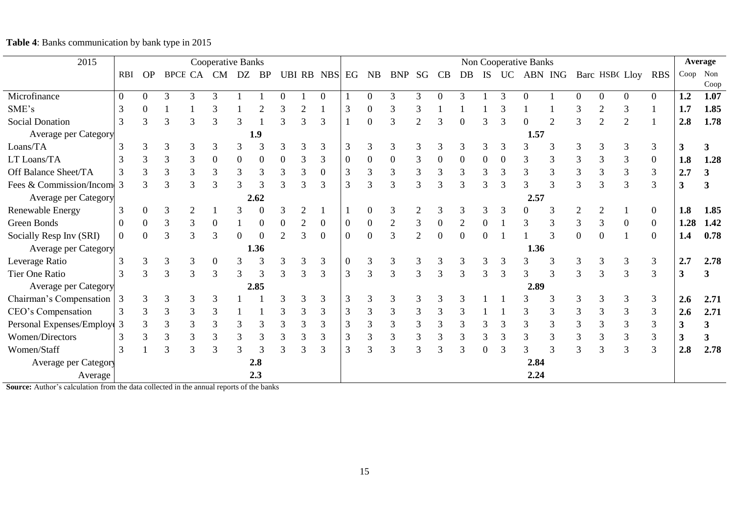**Table 4**: Banks communication by bank type in 2015

| 2015 | Cooperative Banks | | | | | | | | | | Non Cooperative Banks | | | | | | | | | | | | | | | Average | |
|---|---|---|---|---|---|---|---|---|---|---|---|---|---|---|---|---|---|---|---|---|---|---|---|---|---|---|---|
| | RBI | OP | BPCE | CA | CM | DZ | BP | UBI | RB | NBS | EG | NB | BNP | SG | CB | DB | IS | UC | ABN | ING | Barc | HSBC | Lloy | RBS | Coop | Non Coop |
| Microfinance | 0 | 0 | 3 | 3 | 3 | 1 | 1 | 0 | 1 | 0 | 1 | 0 | 3 | 3 | 0 | 3 | 1 | 3 | 0 | 1 | 0 | 0 | 0 | 0 | **1.2** | **1.07** |
| SME's | 3 | 0 | 1 | 1 | 3 | 1 | 2 | 3 | 2 | 1 | 3 | 0 | 3 | 3 | 1 | 1 | 1 | 3 | 1 | 1 | 3 | 2 | 3 | 1 | **1.7** | **1.85** |
| Social Donation | 3 | 3 | 3 | 3 | 3 | 3 | 1 | 3 | 3 | 3 | 1 | 0 | 3 | 2 | 3 | 0 | 3 | 3 | 0 | 2 | 3 | 2 | 2 | 1 | **2.8** | **1.78** |
| Average per Category | | | | | | | **1.9** | | | | | | | | | | | | **1.57** | | | | | | | |
| Loans/TA | 3 | 3 | 3 | 3 | 3 | 3 | 3 | 3 | 3 | 3 | 3 | 3 | 3 | 3 | 3 | 3 | 3 | 3 | 3 | 3 | 3 | 3 | 3 | 3 | **3** | **3** |
| LT Loans/TA | 3 | 3 | 3 | 3 | 0 | 0 | 0 | 0 | 3 | 3 | 0 | 0 | 0 | 3 | 0 | 0 | 0 | 0 | 3 | 3 | 3 | 3 | 3 | 0 | **1.8** | **1.28** |
| Off Balance Sheet/TA | 3 | 3 | 3 | 3 | 3 | 3 | 3 | 3 | 3 | 0 | 3 | 3 | 3 | 3 | 3 | 3 | 3 | 3 | 3 | 3 | 3 | 3 | 3 | 3 | **2.7** | **3** |
| Fees & Commission/Income | 3 | 3 | 3 | 3 | 3 | 3 | 3 | 3 | 3 | 3 | 3 | 3 | 3 | 3 | 3 | 3 | 3 | 3 | 3 | 3 | 3 | 3 | 3 | 3 | **3** | **3** |
| Average per Category | | | | | | | **2.62** | | | | | | | | | | | | **2.57** | | | | | | | |
| Renewable Energy | 3 | 0 | 3 | 2 | 1 | 3 | 0 | 3 | 2 | 1 | 1 | 0 | 3 | 2 | 3 | 3 | 3 | 3 | 0 | 3 | 2 | 2 | 1 | 0 | **1.8** | **1.85** |
| Green Bonds | 0 | 0 | 3 | 3 | 0 | 1 | 0 | 0 | 2 | 0 | 0 | 0 | 2 | 3 | 0 | 2 | 0 | 1 | 3 | 3 | 3 | 3 | 0 | 0 | **1.28** | **1.42** |
| Socially Resp Inv (SRI) | 0 | 0 | 3 | 3 | 3 | 0 | 0 | 2 | 3 | 0 | 0 | 0 | 3 | 2 | 0 | 0 | 0 | 1 | 1 | 3 | 0 | 0 | 1 | 0 | **1.4** | **0.78** |
| Average per Category | | | | | | | **1.36** | | | | | | | | | | | | **1.36** | | | | | | | |
| Leverage Ratio | 3 | 3 | 3 | 3 | 0 | 3 | 3 | 3 | 3 | 3 | 0 | 3 | 3 | 3 | 3 | 3 | 3 | 3 | 3 | 3 | 3 | 3 | 3 | 3 | **2.7** | **2.78** |
| Tier One Ratio | 3 | 3 | 3 | 3 | 3 | 3 | 3 | 3 | 3 | 3 | 3 | 3 | 3 | 3 | 3 | 3 | 3 | 3 | 3 | 3 | 3 | 3 | 3 | 3 | **3** | **3** |
| Average per Category | | | | | | | **2.85** | | | | | | | | | | | | **2.89** | | | | | | | |
| Chairman's Compensation | 3 | 3 | 3 | 3 | 3 | 1 | 1 | 3 | 3 | 3 | 3 | 3 | 3 | 3 | 3 | 3 | 1 | 1 | 3 | 3 | 3 | 3 | 3 | 3 | **2.6** | **2.71** |
| CEO's Compensation | 3 | 3 | 3 | 3 | 3 | 1 | 1 | 3 | 3 | 3 | 3 | 3 | 3 | 3 | 3 | 3 | 1 | 1 | 3 | 3 | 3 | 3 | 3 | 3 | **2.6** | **2.71** |
| Personal Expenses/Employee | 3 | 3 | 3 | 3 | 3 | 3 | 3 | 3 | 3 | 3 | 3 | 3 | 3 | 3 | 3 | 3 | 3 | 3 | 3 | 3 | 3 | 3 | 3 | 3 | **3** | **3** |
| Women/Directors | 3 | 3 | 3 | 3 | 3 | 3 | 3 | 3 | 3 | 3 | 3 | 3 | 3 | 3 | 3 | 3 | 3 | 3 | 3 | 3 | 3 | 3 | 3 | 3 | **3** | **3** |
| Women/Staff | 3 | 1 | 3 | 3 | 3 | 3 | 3 | 3 | 3 | 3 | 3 | 3 | 3 | 3 | 3 | 3 | 0 | 3 | 3 | 3 | 3 | 3 | 3 | 3 | **2.8** | **2.78** |
| Average per Category | | | | | | | **2.8** | | | | | | | | | | | | **2.84** | | | | | | | |
| Average | | | | | | | **2.3** | | | | | | | | | | | | **2.24** | | | | | | | |

**Source:** Author's calculation from the data collected in the annual reports of the banks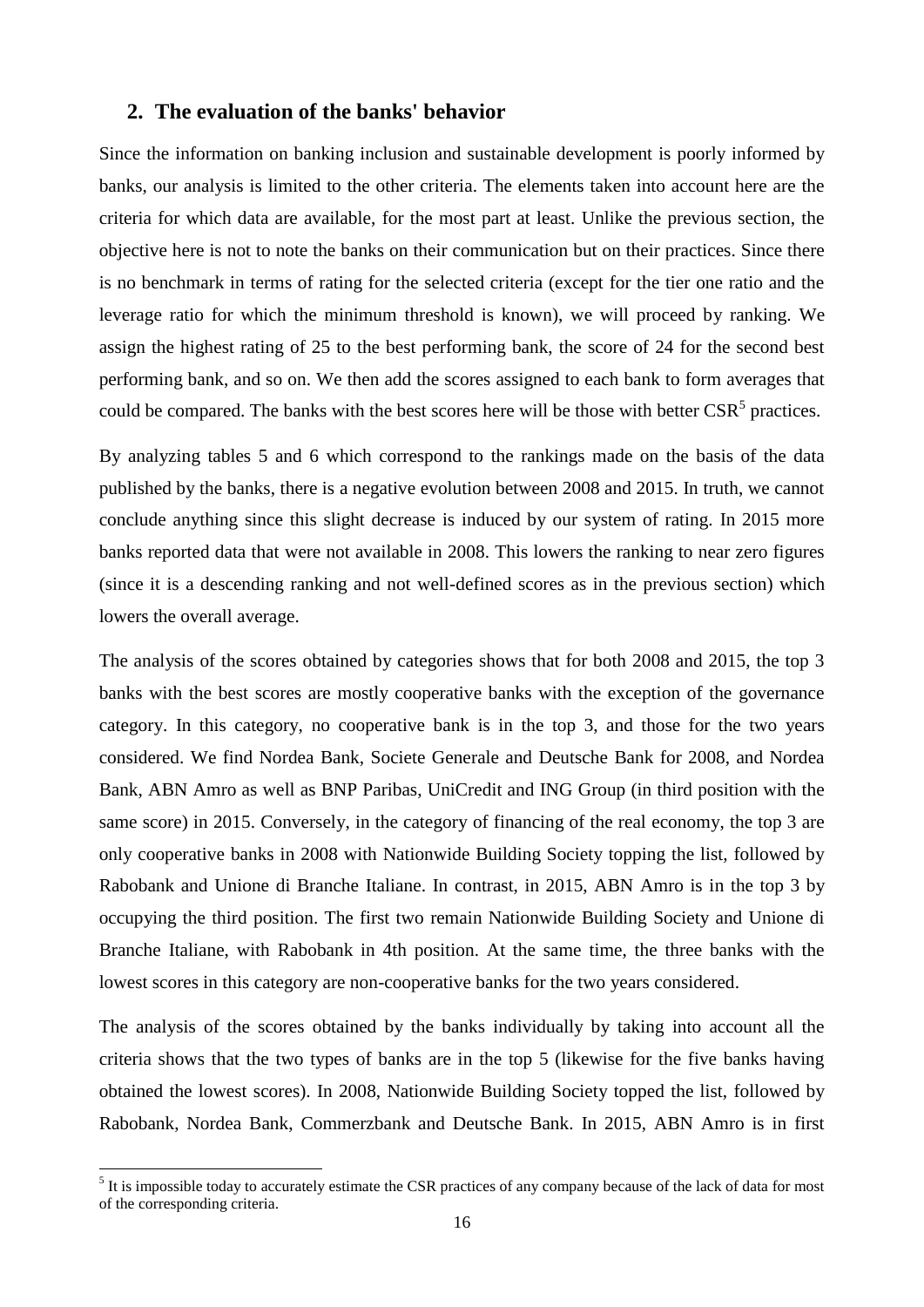## 2. The evaluation of the banks' behavior

Since the information on banking inclusion and sustainable development is poorly informed by banks, our analysis is limited to the other criteria. The elements taken into account here are the criteria for which data are available, for the most part at least. Unlike the previous section, the objective here is not to note the banks on their communication but on their practices. Since there is no benchmark in terms of rating for the selected criteria (except for the tier one ratio and the leverage ratio for which the minimum threshold is known), we will proceed by ranking. We assign the highest rating of 25 to the best performing bank, the score of 24 for the second best performing bank, and so on. We then add the scores assigned to each bank to form averages that could be compared. The banks with the best scores here will be those with better CSR[5] practices.

By analyzing tables 5 and 6 which correspond to the rankings made on the basis of the data published by the banks, there is a negative evolution between 2008 and 2015. In truth, we cannot conclude anything since this slight decrease is induced by our system of rating. In 2015 more banks reported data that were not available in 2008. This lowers the ranking to near zero figures (since it is a descending ranking and not well-defined scores as in the previous section) which lowers the overall average.

The analysis of the scores obtained by categories shows that for both 2008 and 2015, the top 3 banks with the best scores are mostly cooperative banks with the exception of the governance category. In this category, no cooperative bank is in the top 3, and those for the two years considered. We find Nordea Bank, Societe Generale and Deutsche Bank for 2008, and Nordea Bank, ABN Amro as well as BNP Paribas, UniCredit and ING Group (in third position with the same score) in 2015. Conversely, in the category of financing of the real economy, the top 3 are only cooperative banks in 2008 with Nationwide Building Society topping the list, followed by Rabobank and Unione di Branche Italiane. In contrast, in 2015, ABN Amro is in the top 3 by occupying the third position. The first two remain Nationwide Building Society and Unione di Branche Italiane, with Rabobank in 4th position. At the same time, the three banks with the lowest scores in this category are non-cooperative banks for the two years considered.

The analysis of the scores obtained by the banks individually by taking into account all the criteria shows that the two types of banks are in the top 5 (likewise for the five banks having obtained the lowest scores). In 2008, Nationwide Building Society topped the list, followed by Rabobank, Nordea Bank, Commerzbank and Deutsche Bank. In 2015, ABN Amro is in first

[5] It is impossible today to accurately estimate the CSR practices of any company because of the lack of data for most of the corresponding criteria.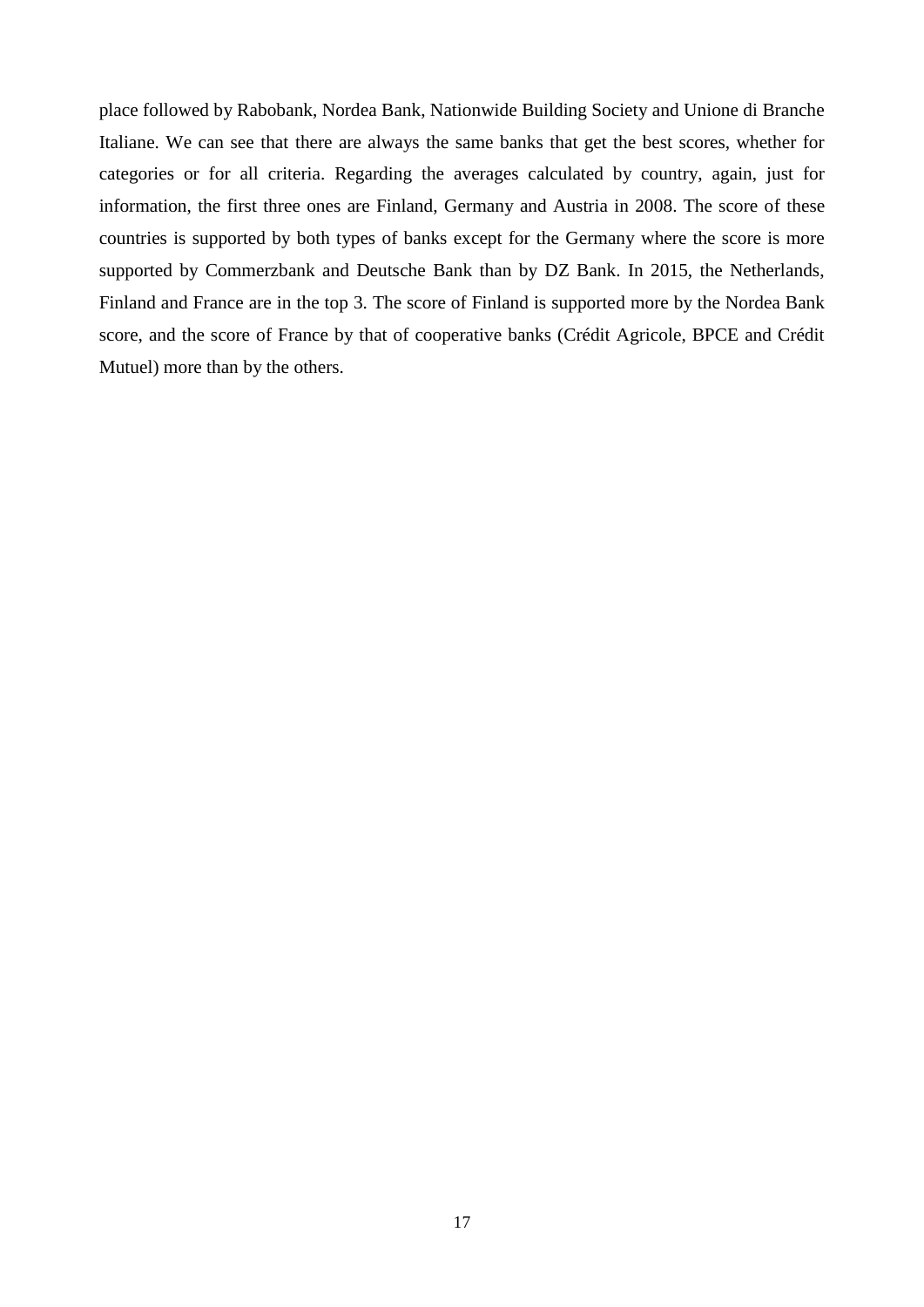place followed by Rabobank, Nordea Bank, Nationwide Building Society and Unione di Branche Italiane. We can see that there are always the same banks that get the best scores, whether for categories or for all criteria. Regarding the averages calculated by country, again, just for information, the first three ones are Finland, Germany and Austria in 2008. The score of these countries is supported by both types of banks except for the Germany where the score is more supported by Commerzbank and Deutsche Bank than by DZ Bank. In 2015, the Netherlands, Finland and France are in the top 3. The score of Finland is supported more by the Nordea Bank score, and the score of France by that of cooperative banks (Crédit Agricole, BPCE and Crédit Mutuel) more than by the others.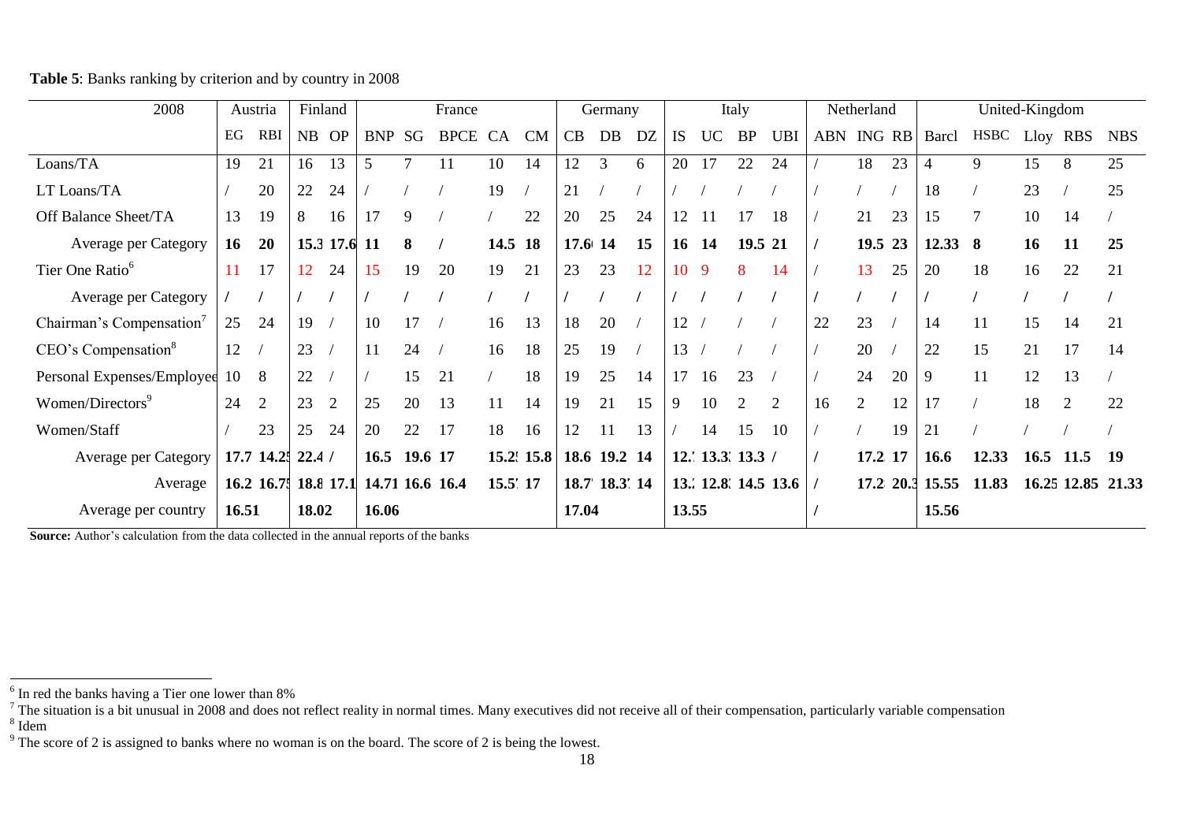**Table 5**: Banks ranking by criterion and by country in 2008

| 2008 | Austria | | Finland | | France | | | | | Germany | | | Italy | | | | Netherland | | | United-Kingdom | | | | |
|---|---|---|---|---|---|---|---|---|---|---|---|---|---|---|---|---|---|---|---|---|---|---|---|---|
| | EG | RBI | NB | OP | BNP | SG | BPCE | CA | CM | CB | DB | DZ | IS | UC | BP | UBI | ABN | ING | RB | Barcl | HSBC | Lloy | RBS | NBS |
| Loans/TA | 19 | 21 | 16 | 13 | 5 | 7 | 11 | 10 | 14 | 12 | 3 | 6 | 20 | 17 | 22 | 24 | / | 18 | 23 | 4 | 9 | 15 | 8 | 25 |
| LT Loans/TA | / | 20 | 22 | 24 | / | / | / | 19 | / | 21 | / | / | / | / | / | / | / | / | / | 18 | / | 23 | / | 25 |
| Off Balance Sheet/TA | 13 | 19 | 8 | 16 | 17 | 9 | / | / | 22 | 20 | 25 | 24 | 12 | 11 | 17 | 18 | / | 21 | 23 | 15 | 7 | 10 | 14 | / |
| Average per Category | **16** | **20** | **15.3** | **17.6** | **11** | **8** | **/** | **14.5** | **18** | **17.6** | **14** | **15** | **16** | **14** | **19.5** | **21** | **/** | **19.5** | **23** | **12.33** | **8** | **16** | **11** | **25** |
| Tier One Ratio[6] | 11 | 17 | 12 | 24 | 15 | 19 | 20 | 19 | 21 | 23 | 23 | 12 | 10 | 9 | 8 | 14 | / | 13 | 25 | 20 | 18 | 16 | 22 | 21 |
| Average per Category | / | / | / | / | / | / | / | / | / | / | / | / | / | / | / | / | / | / | / | / | / | / | / | / |
| Chairman's Compensation[7] | 25 | 24 | 19 | / | 10 | 17 | / | 16 | 13 | 18 | 20 | / | 12 | / | / | / | 22 | 23 | / | 14 | 11 | 15 | 14 | 21 |
| CEO's Compensation[8] | 12 | / | 23 | / | 11 | 24 | / | 16 | 18 | 25 | 19 | / | 13 | / | / | / | / | 20 | / | 22 | 15 | 21 | 17 | 14 |
| Personal Expenses/Employee | 10 | 8 | 22 | / | / | 15 | 21 | / | 18 | 19 | 25 | 14 | 17 | 16 | 23 | / | / | 24 | 20 | 9 | 11 | 12 | 13 | / |
| Women/Directors[9] | 24 | 2 | 23 | 2 | 25 | 20 | 13 | 11 | 14 | 19 | 21 | 15 | 9 | 10 | 2 | 2 | 16 | 2 | 12 | 17 | / | 18 | 2 | 22 |
| Women/Staff | / | 23 | 25 | 24 | 20 | 22 | 17 | 18 | 16 | 12 | 11 | 13 | / | 14 | 15 | 10 | / | / | 19 | 21 | / | / | / | / |
| Average per Category | **17.7** | **14.25** | **22.4** | **/** | **16.5** | **19.6** | **17** | **15.25** | **15.8** | **18.6** | **19.2** | **14** | **12.7** | **13.3** | **13.3** | **/** | **/** | **17.2** | **17** | **16.6** | **12.33** | **16.5** | **11.5** | **19** |
| Average | **16.2** | **16.75** | **18.8** | **17.1** | **14.71** | **16.6** | **16.4** | **15.57** | **17** | **18.7** | **18.37** | **14** | **13.2** | **12.8** | **14.5** | **13.6** | **/** | **17.2** | **20.3** | **15.55** | **11.83** | **16.25** | **12.85** | **21.33** |
| Average per country | **16.51** | | **18.02** | | **16.06** | | | | | **17.04** | | | **13.55** | | | | **/** | | | **15.56** | | | | |

**Source:** Author's calculation from the data collected in the annual reports of the banks

[6] In red the banks having a Tier one lower than 8%

[7] The situation is a bit unusual in 2008 and does not reflect reality in normal times. Many executives did not receive all of their compensation, particularly variable compensation

[8] Idem

[9] The score of 2 is assigned to banks where no woman is on the board. The score of 2 is being the lowest.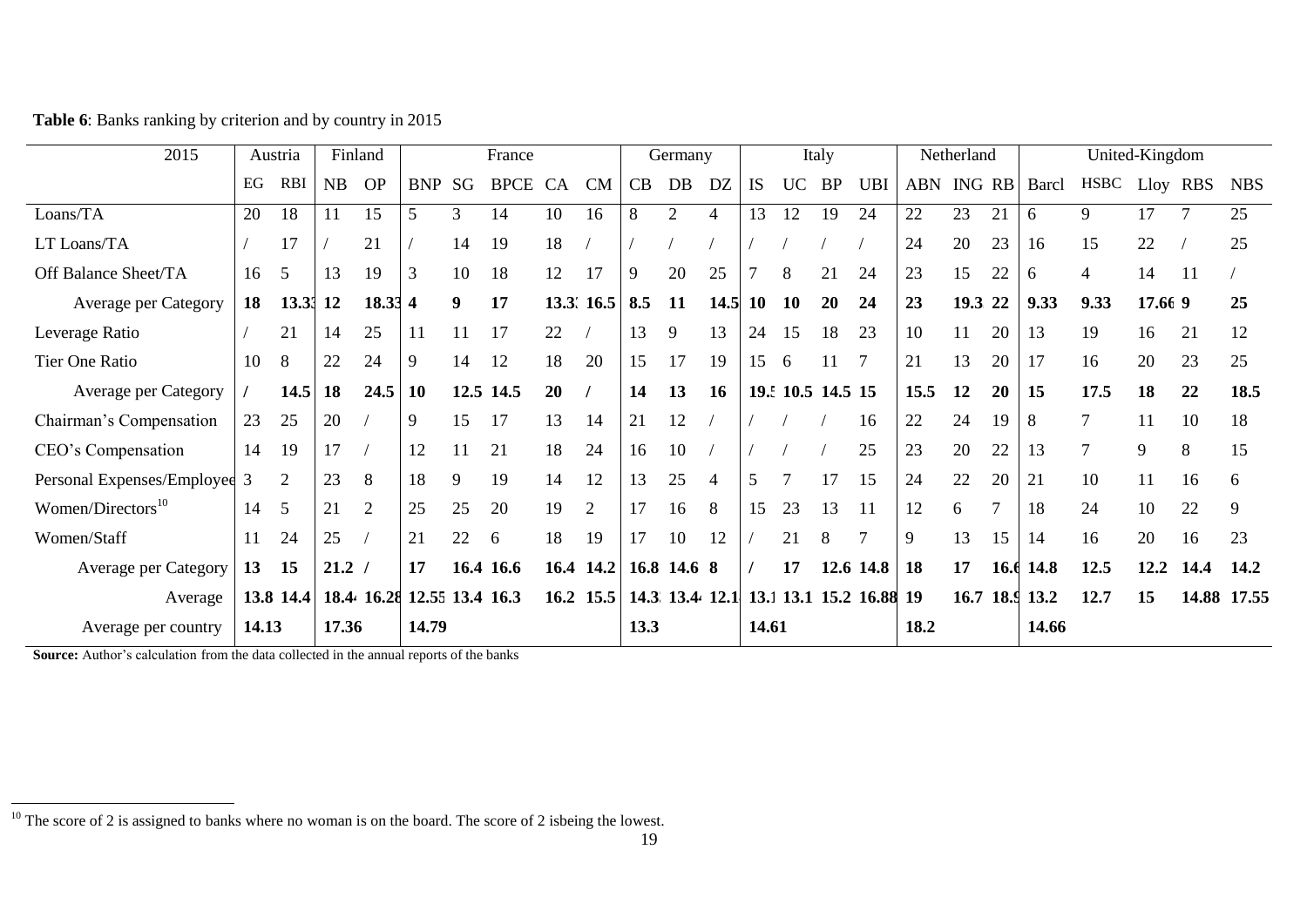**Table 6**: Banks ranking by criterion and by country in 2015

| 2015 | Austria | | Finland | | France | | | | | Germany | | | Italy | | | | Netherland | | | United-Kingdom | | | | |
|---|---|---|---|---|---|---|---|---|---|---|---|---|---|---|---|---|---|---|---|---|---|---|---|---|
| | EG | RBI | NB | OP | BNP | SG | BPCE | CA | CM | CB | DB | DZ | IS | UC | BP | UBI | ABN | ING | RB | Barcl | HSBC | Lloy | RBS | NBS |
| Loans/TA | 20 | 18 | 11 | 15 | 5 | 3 | 14 | 10 | 16 | 8 | 2 | 4 | 13 | 12 | 19 | 24 | 22 | 23 | 21 | 6 | 9 | 17 | 7 | 25 |
| LT Loans/TA | / | 17 | / | 21 | / | 14 | 19 | 18 | / | / | / | / | / | / | / | / | 24 | 20 | 23 | 16 | 15 | 22 | / | 25 |
| Off Balance Sheet/TA | 16 | 5 | 13 | 19 | 3 | 10 | 18 | 12 | 17 | 9 | 20 | 25 | 7 | 8 | 21 | 24 | 23 | 15 | 22 | 6 | 4 | 14 | 11 | / |
| Average per Category | **18** | **13.33** | **12** | **18.33** | **4** | **9** | **17** | **13.33** | **16.5** | **8.5** | **11** | **14.5** | **10** | **10** | **20** | **24** | **23** | **19.33** | **22** | **9.33** | **9.33** | **17.66** | **9** | **25** |
| Leverage Ratio | / | 21 | 14 | 25 | 11 | 11 | 17 | 22 | / | 13 | 9 | 13 | 24 | 15 | 18 | 23 | 10 | 11 | 20 | 13 | 19 | 16 | 21 | 12 |
| Tier One Ratio | 10 | 8 | 22 | 24 | 9 | 14 | 12 | 18 | 20 | 15 | 17 | 19 | 15 | 6 | 11 | 7 | 21 | 13 | 20 | 17 | 16 | 20 | 23 | 25 |
| Average per Category | **/** | **14.5** | **18** | **24.5** | **10** | **12.5** | **14.5** | **20** | **/** | **14** | **13** | **16** | **19.5** | **10.5** | **14.5** | **15** | **15.5** | **12** | **20** | **15** | **17.5** | **18** | **22** | **18.5** |
| Chairman's Compensation | 23 | 25 | 20 | / | 9 | 15 | 17 | 13 | 14 | 21 | 12 | / | / | / | / | 16 | 22 | 24 | 19 | 8 | 7 | 11 | 10 | 18 |
| CEO's Compensation | 14 | 19 | 17 | / | 12 | 11 | 21 | 18 | 24 | 16 | 10 | / | / | / | / | 25 | 23 | 20 | 22 | 13 | 7 | 9 | 8 | 15 |
| Personal Expenses/Employee | 3 | 2 | 23 | 8 | 18 | 9 | 19 | 14 | 12 | 13 | 25 | 4 | 5 | 7 | 17 | 15 | 24 | 22 | 20 | 21 | 10 | 11 | 16 | 6 |
| Women/Directors[10] | 14 | 5 | 21 | 2 | 25 | 25 | 20 | 19 | 2 | 17 | 16 | 8 | 15 | 23 | 13 | 11 | 12 | 6 | 7 | 18 | 24 | 10 | 22 | 9 |
| Women/Staff | 11 | 24 | 25 | / | 21 | 22 | 6 | 18 | 19 | 17 | 10 | 12 | / | 21 | 8 | 7 | 9 | 13 | 15 | 14 | 16 | 20 | 16 | 23 |
| Average per Category | **13** | **15** | **21.2** | **/** | **17** | **16.4** | **16.6** | **16.4** | **14.2** | **16.8** | **14.6** | **8** | **/** | **17** | **12.6** | **14.8** | **18** | **17** | **16.6** | **14.8** | **12.5** | **12.2** | **14.4** | **14.2** |
| Average | **13.8** | **14.4** | **18.4** | **16.28** | **12.55** | **13.4** | **16.3** | **16.2** | **15.5** | **14.3** | **13.4** | **12.1** | **13.1** | **13.1** | **15.2** | **16.88** | **19** | **16.7** | **18.9** | **13.2** | **12.7** | **15** | **14.88** | **17.55** |
| Average per country | **14.13** | | **17.36** | | **14.79** | | | | | **13.3** | | | **14.61** | | | | **18.2** | | | **14.66** | | | | |

**Source:** Author's calculation from the data collected in the annual reports of the banks

[10] The score of 2 is assigned to banks where no woman is on the board. The score of 2 isbeing the lowest.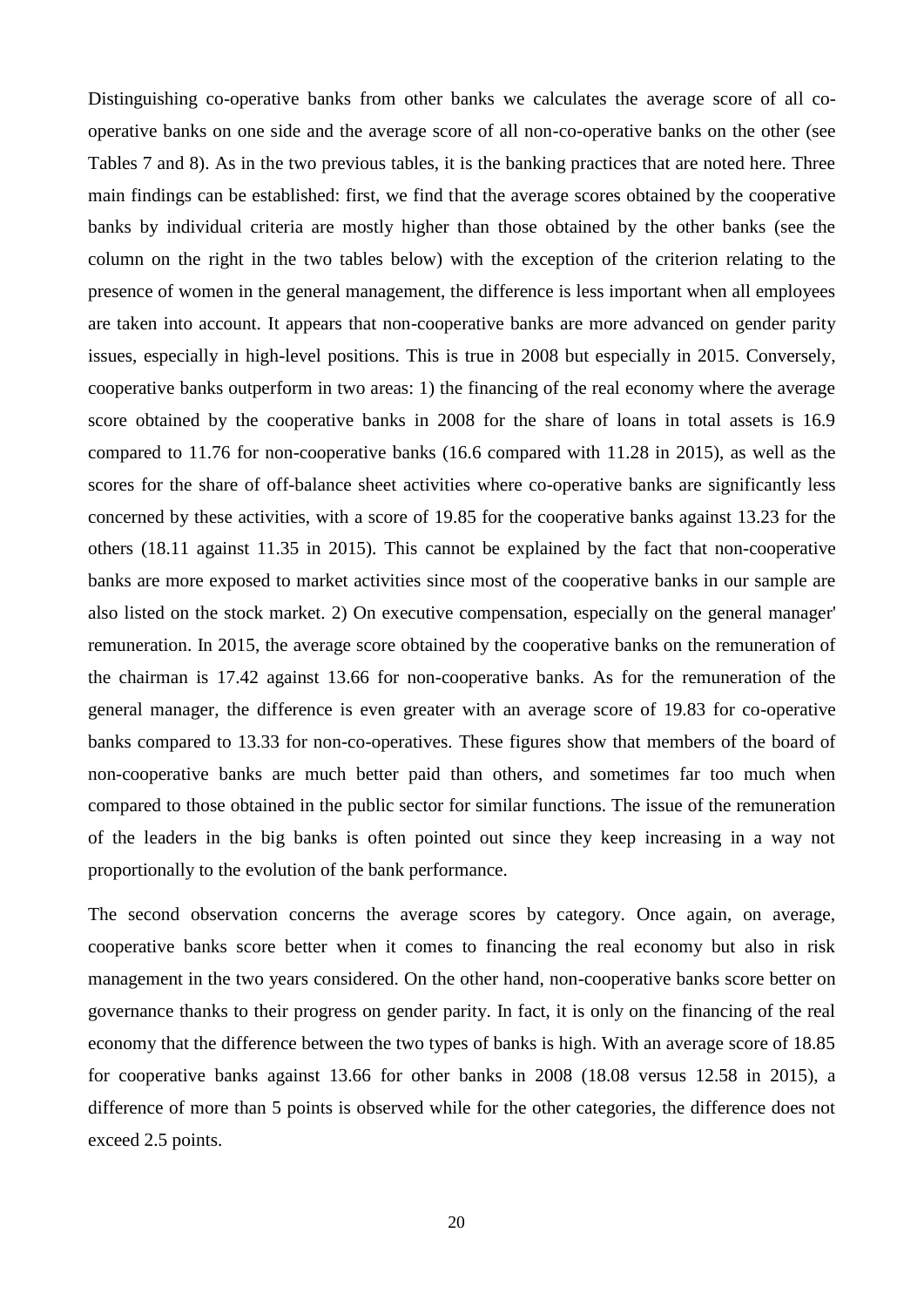Distinguishing co-operative banks from other banks we calculates the average score of all co-operative banks on one side and the average score of all non-co-operative banks on the other (see Tables 7 and 8). As in the two previous tables, it is the banking practices that are noted here. Three main findings can be established: first, we find that the average scores obtained by the cooperative banks by individual criteria are mostly higher than those obtained by the other banks (see the column on the right in the two tables below) with the exception of the criterion relating to the presence of women in the general management, the difference is less important when all employees are taken into account. It appears that non-cooperative banks are more advanced on gender parity issues, especially in high-level positions. This is true in 2008 but especially in 2015. Conversely, cooperative banks outperform in two areas: 1) the financing of the real economy where the average score obtained by the cooperative banks in 2008 for the share of loans in total assets is 16.9 compared to 11.76 for non-cooperative banks (16.6 compared with 11.28 in 2015), as well as the scores for the share of off-balance sheet activities where co-operative banks are significantly less concerned by these activities, with a score of 19.85 for the cooperative banks against 13.23 for the others (18.11 against 11.35 in 2015). This cannot be explained by the fact that non-cooperative banks are more exposed to market activities since most of the cooperative banks in our sample are also listed on the stock market. 2) On executive compensation, especially on the general manager' remuneration. In 2015, the average score obtained by the cooperative banks on the remuneration of the chairman is 17.42 against 13.66 for non-cooperative banks. As for the remuneration of the general manager, the difference is even greater with an average score of 19.83 for co-operative banks compared to 13.33 for non-co-operatives. These figures show that members of the board of non-cooperative banks are much better paid than others, and sometimes far too much when compared to those obtained in the public sector for similar functions. The issue of the remuneration of the leaders in the big banks is often pointed out since they keep increasing in a way not proportionally to the evolution of the bank performance.

The second observation concerns the average scores by category. Once again, on average, cooperative banks score better when it comes to financing the real economy but also in risk management in the two years considered. On the other hand, non-cooperative banks score better on governance thanks to their progress on gender parity. In fact, it is only on the financing of the real economy that the difference between the two types of banks is high. With an average score of 18.85 for cooperative banks against 13.66 for other banks in 2008 (18.08 versus 12.58 in 2015), a difference of more than 5 points is observed while for the other categories, the difference does not exceed 2.5 points.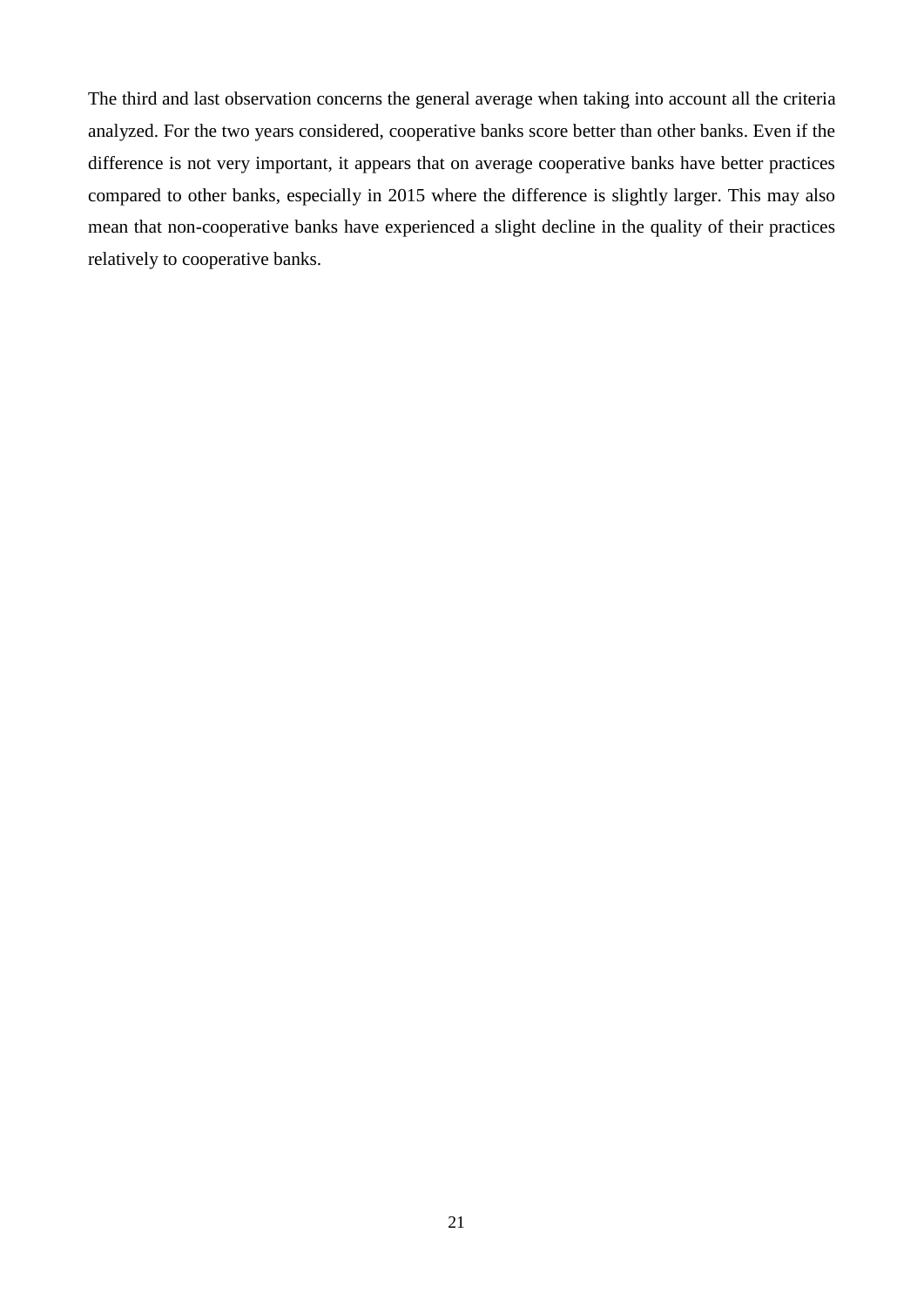The third and last observation concerns the general average when taking into account all the criteria analyzed. For the two years considered, cooperative banks score better than other banks. Even if the difference is not very important, it appears that on average cooperative banks have better practices compared to other banks, especially in 2015 where the difference is slightly larger. This may also mean that non-cooperative banks have experienced a slight decline in the quality of their practices relatively to cooperative banks.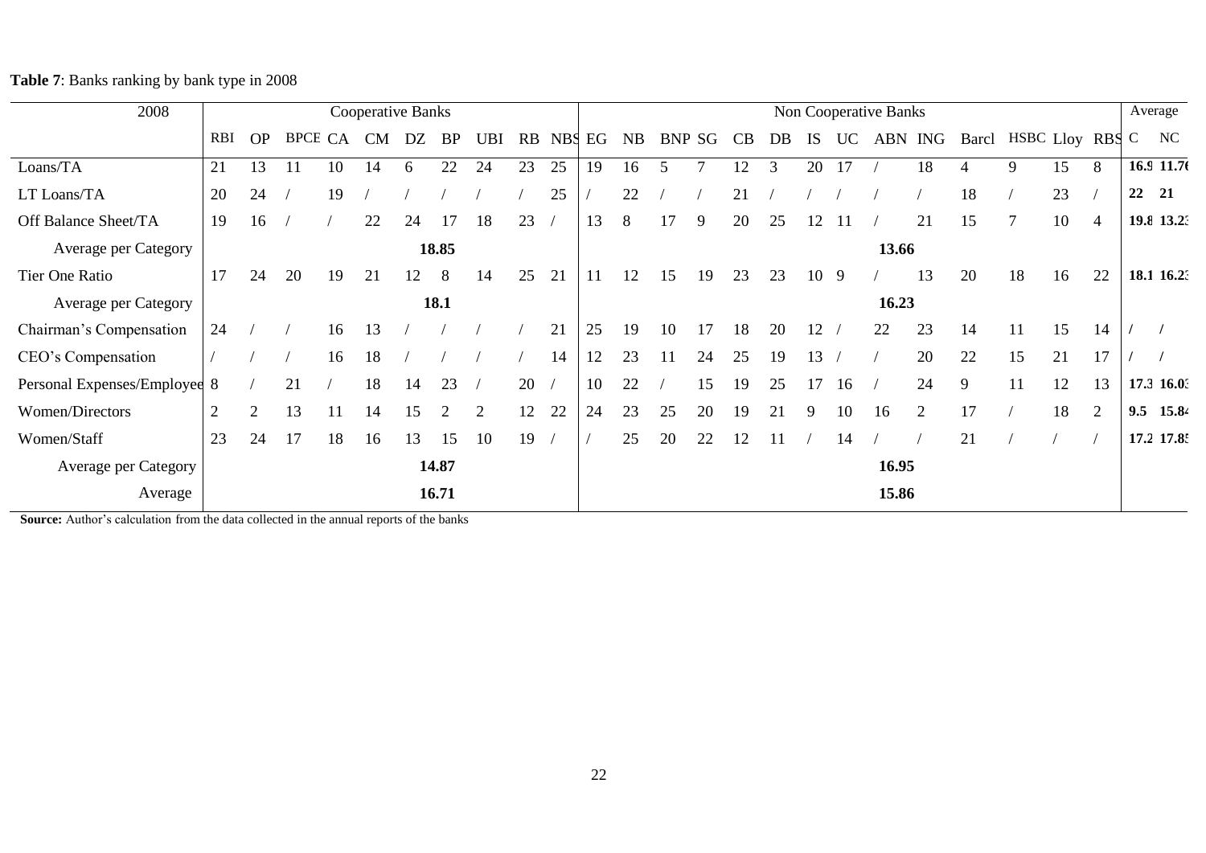**Table 7**: Banks ranking by bank type in 2008

| 2008 | Cooperative Banks | | | | | | | | | | Non Cooperative Banks | | | | | | | | | | | | | | Average | |
|---|---|---|---|---|---|---|---|---|---|---|---|---|---|---|---|---|---|---|---|---|---|---|---|---|---|---|
| | RBI | OP | BPCE | CA | CM | DZ | BP | UBI | RB | NBS | EG | NB | BNP | SG | CB | DB | IS | UC | ABN | ING | Barcl | HSBC | Lloy | RBS | C | NC |
| Loans/TA | 21 | 13 | 11 | 10 | 14 | 6 | 22 | 24 | 23 | 25 | 19 | 16 | 5 | 7 | 12 | 3 | 20 | 17 | / | 18 | 4 | 9 | 15 | 8 | **16.9** | **11.76** |
| LT Loans/TA | 20 | 24 | / | 19 | / | / | / | / | / | 25 | / | 22 | / | / | 21 | / | / | / | / | / | 18 | / | 23 | / | **22** | **21** |
| Off Balance Sheet/TA | 19 | 16 | / | / | 22 | 24 | 17 | 18 | 23 | / | 13 | 8 | 17 | 9 | 20 | 25 | 12 | 11 | / | 21 | 15 | 7 | 10 | 4 | **19.8** | **13.23** |
| Average per Category | **18.85** | | | | | | | | | | **13.66** | | | | | | | | | | | | | | | |
| Tier One Ratio | 17 | 24 | 20 | 19 | 21 | 12 | 8 | 14 | 25 | 21 | 11 | 12 | 15 | 19 | 23 | 23 | 10 | 9 | / | 13 | 20 | 18 | 16 | 22 | **18.1** | **16.23** |
| Average per Category | **18.1** | | | | | | | | | | **16.23** | | | | | | | | | | | | | | | |
| Chairman's Compensation | 24 | / | / | 16 | 13 | / | / | / | / | 21 | 25 | 19 | 10 | 17 | 18 | 20 | 12 | / | 22 | 23 | 14 | 11 | 15 | 14 | / | / |
| CEO's Compensation | / | / | / | 16 | 18 | / | / | / | / | 14 | 12 | 23 | 11 | 24 | 25 | 19 | 13 | / | / | 20 | 22 | 15 | 21 | 17 | / | / |
| Personal Expenses/Employee | 8 | / | 21 | / | 18 | 14 | 23 | / | 20 | / | 10 | 22 | / | 15 | 19 | 25 | 17 | 16 | / | 24 | 9 | 11 | 12 | 13 | **17.3** | **16.03** |
| Women/Directors | 2 | 2 | 13 | 11 | 14 | 15 | 2 | 2 | 12 | 22 | 24 | 23 | 25 | 20 | 19 | 21 | 9 | 10 | 16 | 2 | 17 | / | 18 | 2 | **9.5** | **15.84** |
| Women/Staff | 23 | 24 | 17 | 18 | 16 | 13 | 15 | 10 | 19 | / | / | 25 | 20 | 22 | 12 | 11 | / | 14 | / | / | 21 | / | / | / | **17.2** | **17.85** |
| Average per Category | **14.87** | | | | | | | | | | **16.95** | | | | | | | | | | | | | | | |
| Average | **16.71** | | | | | | | | | | **15.86** | | | | | | | | | | | | | | | |

**Source:** Author's calculation from the data collected in the annual reports of the banks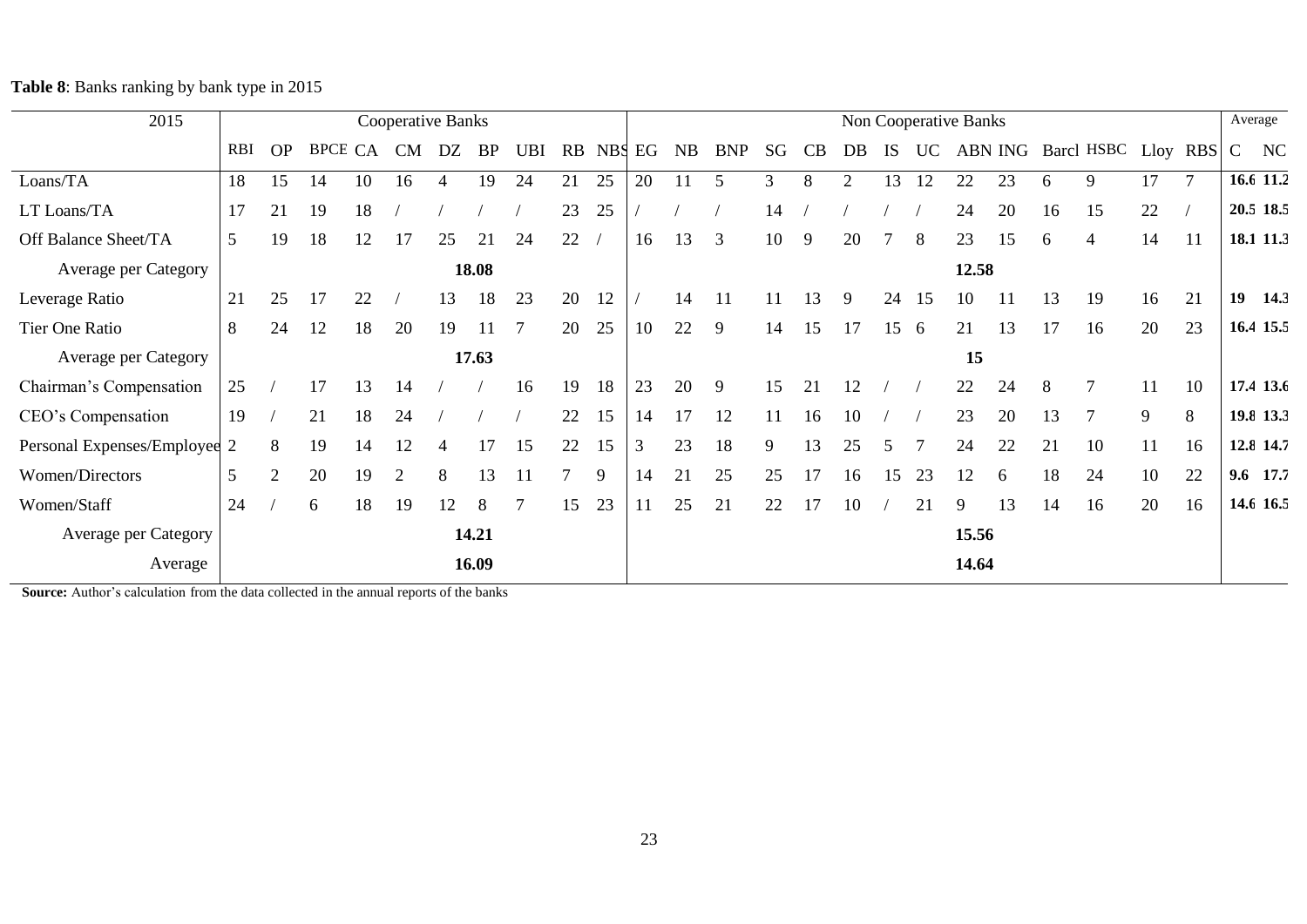**Table 8**: Banks ranking by bank type in 2015

| 2015 | Cooperative Banks | | | | | | | | | | Non Cooperative Banks | | | | | | | | | | | | | | | Average | |
|---|---|---|---|---|---|---|---|---|---|---|---|---|---|---|---|---|---|---|---|---|---|---|---|---|---|---|---|
| | RBI | OP | BPCE | CA | CM | DZ | BP | UBI | RB | NBS | EG | NB | BNP | SG | CB | DB | IS | UC | ABN | ING | Barcl | HSBC | Lloy | RBS | C | NC |
| Loans/TA | 18 | 15 | 14 | 10 | 16 | 4 | 19 | 24 | 21 | 25 | 20 | 11 | 5 | 3 | 8 | 2 | 13 | 12 | 22 | 23 | 6 | 9 | 17 | 7 | **16.6** | **11.2** |
| LT Loans/TA | 17 | 21 | 19 | 18 | / | / | / | / | 23 | 25 | / | / | / | 14 | / | / | / | / | 24 | 20 | 16 | 15 | 22 | / | **20.5** | **18.5** |
| Off Balance Sheet/TA | 5 | 19 | 18 | 12 | 17 | 25 | 21 | 24 | 22 | / | 16 | 13 | 3 | 10 | 9 | 20 | 7 | 8 | 23 | 15 | 6 | 4 | 14 | 11 | **18.1** | **11.3** |
| Average per Category | | | | | | | **18.08** | | | | | | | | | | | | **12.58** | | | | | | | |
| Leverage Ratio | 21 | 25 | 17 | 22 | / | 13 | 18 | 23 | 20 | 12 | / | 14 | 11 | 11 | 13 | 9 | 24 | 15 | 10 | 11 | 13 | 19 | 16 | 21 | **19** | **14.3** |
| Tier One Ratio | 8 | 24 | 12 | 18 | 20 | 19 | 11 | 7 | 20 | 25 | 10 | 22 | 9 | 14 | 15 | 17 | 15 | 6 | 21 | 13 | 17 | 16 | 20 | 23 | **16.4** | **15.5** |
| Average per Category | | | | | | | **17.63** | | | | | | | | | | | | **15** | | | | | | | |
| Chairman's Compensation | 25 | / | 17 | 13 | 14 | / | / | 16 | 19 | 18 | 23 | 20 | 9 | 15 | 21 | 12 | / | / | 22 | 24 | 8 | 7 | 11 | 10 | **17.4** | **13.6** |
| CEO's Compensation | 19 | / | 21 | 18 | 24 | / | / | / | 22 | 15 | 14 | 17 | 12 | 11 | 16 | 10 | / | / | 23 | 20 | 13 | 7 | 9 | 8 | **19.8** | **13.3** |
| Personal Expenses/Employee | 2 | 8 | 19 | 14 | 12 | 4 | 17 | 15 | 22 | 15 | 3 | 23 | 18 | 9 | 13 | 25 | 5 | 7 | 24 | 22 | 21 | 10 | 11 | 16 | **12.8** | **14.7** |
| Women/Directors | 5 | 2 | 20 | 19 | 2 | 8 | 13 | 11 | 7 | 9 | 14 | 21 | 25 | 25 | 17 | 16 | 15 | 23 | 12 | 6 | 18 | 24 | 10 | 22 | **9.6** | **17.7** |
| Women/Staff | 24 | / | 6 | 18 | 19 | 12 | 8 | 7 | 15 | 23 | 11 | 25 | 21 | 22 | 17 | 10 | / | 21 | 9 | 13 | 14 | 16 | 20 | 16 | **14.6** | **16.5** |
| Average per Category | | | | | | | **14.21** | | | | | | | | | | | | **15.56** | | | | | | | |
| Average | | | | | | | **16.09** | | | | | | | | | | | | **14.64** | | | | | | | |

**Source:** Author's calculation from the data collected in the annual reports of the banks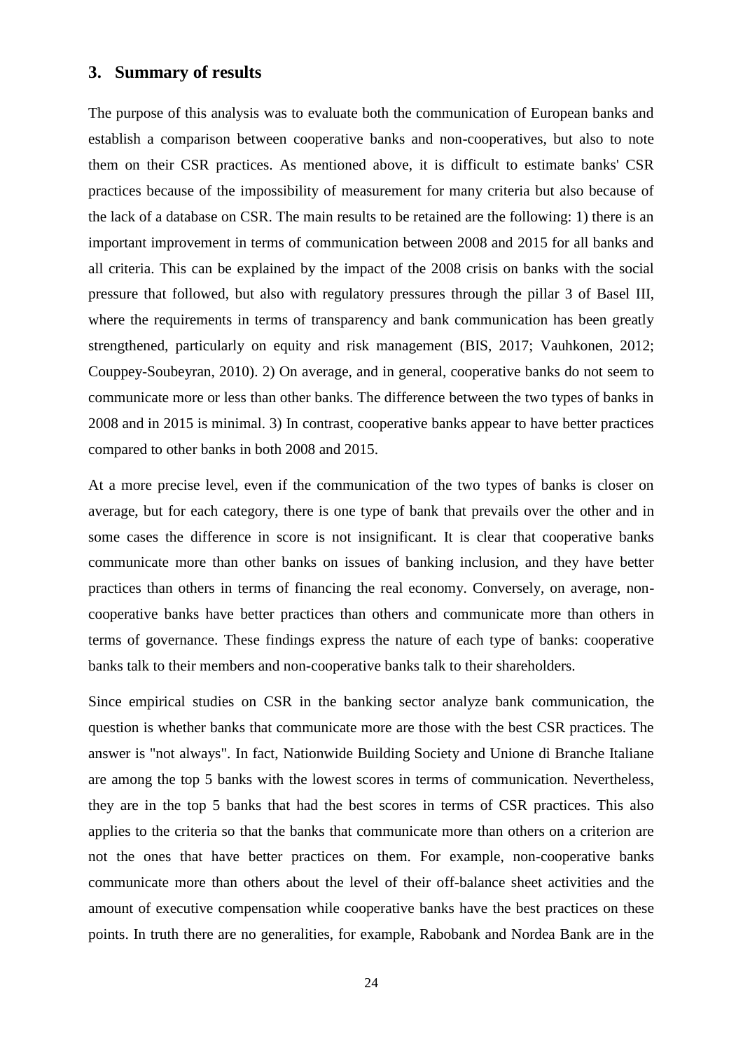## 3. Summary of results

The purpose of this analysis was to evaluate both the communication of European banks and establish a comparison between cooperative banks and non-cooperatives, but also to note them on their CSR practices. As mentioned above, it is difficult to estimate banks' CSR practices because of the impossibility of measurement for many criteria but also because of the lack of a database on CSR. The main results to be retained are the following: 1) there is an important improvement in terms of communication between 2008 and 2015 for all banks and all criteria. This can be explained by the impact of the 2008 crisis on banks with the social pressure that followed, but also with regulatory pressures through the pillar 3 of Basel III, where the requirements in terms of transparency and bank communication has been greatly strengthened, particularly on equity and risk management (BIS, 2017; Vauhkonen, 2012; Couppey-Soubeyran, 2010). 2) On average, and in general, cooperative banks do not seem to communicate more or less than other banks. The difference between the two types of banks in 2008 and in 2015 is minimal. 3) In contrast, cooperative banks appear to have better practices compared to other banks in both 2008 and 2015.

At a more precise level, even if the communication of the two types of banks is closer on average, but for each category, there is one type of bank that prevails over the other and in some cases the difference in score is not insignificant. It is clear that cooperative banks communicate more than other banks on issues of banking inclusion, and they have better practices than others in terms of financing the real economy. Conversely, on average, non-cooperative banks have better practices than others and communicate more than others in terms of governance. These findings express the nature of each type of banks: cooperative banks talk to their members and non-cooperative banks talk to their shareholders.

Since empirical studies on CSR in the banking sector analyze bank communication, the question is whether banks that communicate more are those with the best CSR practices. The answer is "not always". In fact, Nationwide Building Society and Unione di Branche Italiane are among the top 5 banks with the lowest scores in terms of communication. Nevertheless, they are in the top 5 banks that had the best scores in terms of CSR practices. This also applies to the criteria so that the banks that communicate more than others on a criterion are not the ones that have better practices on them. For example, non-cooperative banks communicate more than others about the level of their off-balance sheet activities and the amount of executive compensation while cooperative banks have the best practices on these points. In truth there are no generalities, for example, Rabobank and Nordea Bank are in the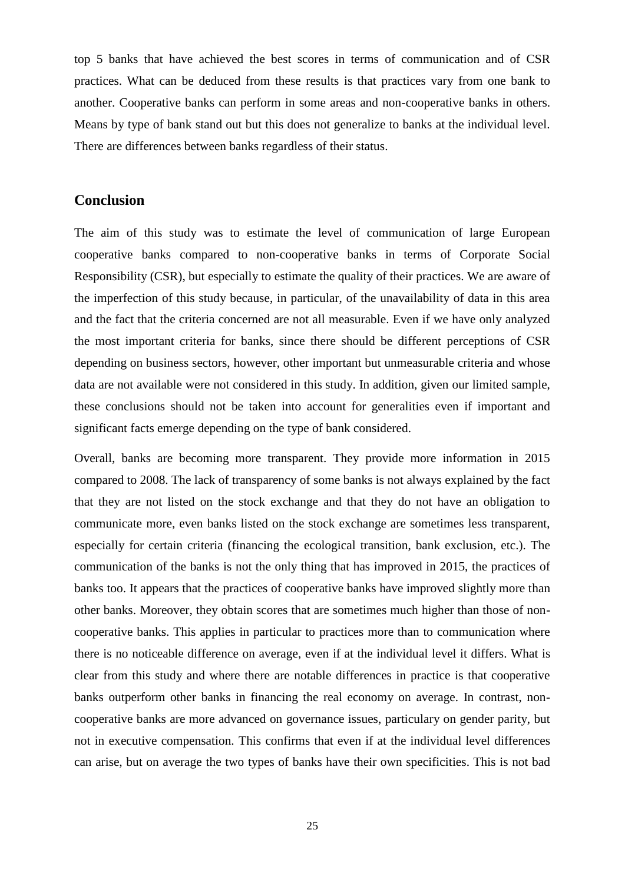top 5 banks that have achieved the best scores in terms of communication and of CSR practices. What can be deduced from these results is that practices vary from one bank to another. Cooperative banks can perform in some areas and non-cooperative banks in others. Means by type of bank stand out but this does not generalize to banks at the individual level. There are differences between banks regardless of their status.

## Conclusion

The aim of this study was to estimate the level of communication of large European cooperative banks compared to non-cooperative banks in terms of Corporate Social Responsibility (CSR), but especially to estimate the quality of their practices. We are aware of the imperfection of this study because, in particular, of the unavailability of data in this area and the fact that the criteria concerned are not all measurable. Even if we have only analyzed the most important criteria for banks, since there should be different perceptions of CSR depending on business sectors, however, other important but unmeasurable criteria and whose data are not available were not considered in this study. In addition, given our limited sample, these conclusions should not be taken into account for generalities even if important and significant facts emerge depending on the type of bank considered.

Overall, banks are becoming more transparent. They provide more information in 2015 compared to 2008. The lack of transparency of some banks is not always explained by the fact that they are not listed on the stock exchange and that they do not have an obligation to communicate more, even banks listed on the stock exchange are sometimes less transparent, especially for certain criteria (financing the ecological transition, bank exclusion, etc.). The communication of the banks is not the only thing that has improved in 2015, the practices of banks too. It appears that the practices of cooperative banks have improved slightly more than other banks. Moreover, they obtain scores that are sometimes much higher than those of non-cooperative banks. This applies in particular to practices more than to communication where there is no noticeable difference on average, even if at the individual level it differs. What is clear from this study and where there are notable differences in practice is that cooperative banks outperform other banks in financing the real economy on average. In contrast, non-cooperative banks are more advanced on governance issues, particulary on gender parity, but not in executive compensation. This confirms that even if at the individual level differences can arise, but on average the two types of banks have their own specificities. This is not bad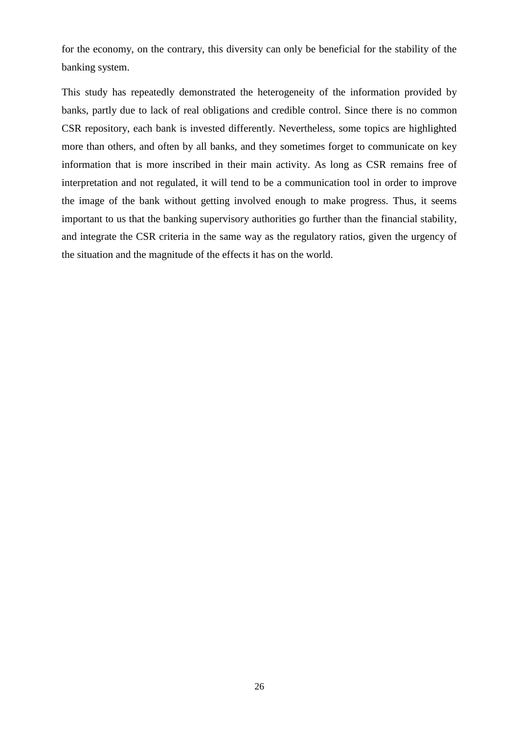for the economy, on the contrary, this diversity can only be beneficial for the stability of the banking system.

This study has repeatedly demonstrated the heterogeneity of the information provided by banks, partly due to lack of real obligations and credible control. Since there is no common CSR repository, each bank is invested differently. Nevertheless, some topics are highlighted more than others, and often by all banks, and they sometimes forget to communicate on key information that is more inscribed in their main activity. As long as CSR remains free of interpretation and not regulated, it will tend to be a communication tool in order to improve the image of the bank without getting involved enough to make progress. Thus, it seems important to us that the banking supervisory authorities go further than the financial stability, and integrate the CSR criteria in the same way as the regulatory ratios, given the urgency of the situation and the magnitude of the effects it has on the world.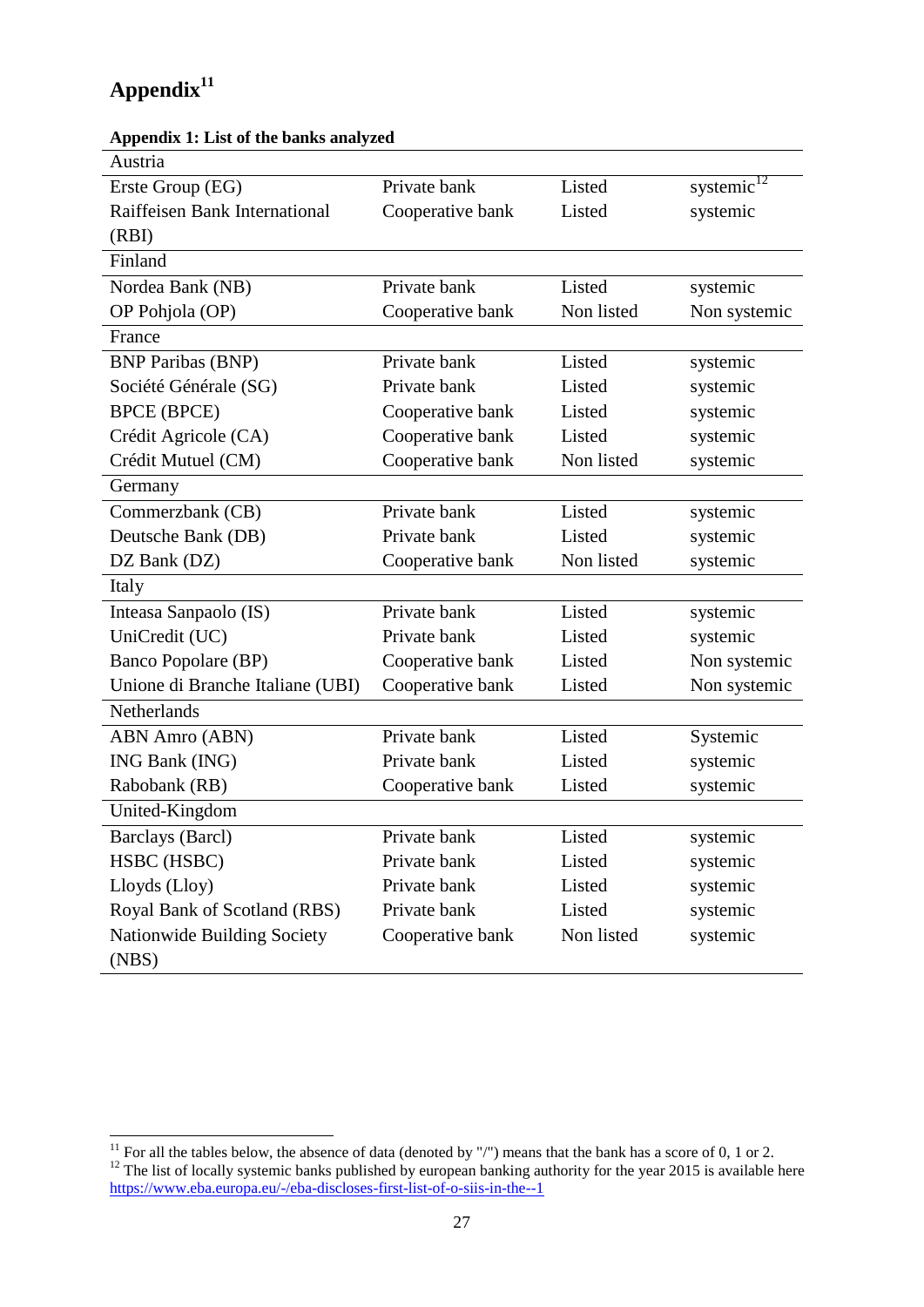# Appendix[11]

**Appendix 1: List of the banks analyzed**

| Austria | | | |
|---|---|---|---|
| Erste Group (EG) | Private bank | Listed | systemic[12] |
| Raiffeisen Bank International (RBI) | Cooperative bank | Listed | systemic |
| **Finland** | | | |
| Nordea Bank (NB) | Private bank | Listed | systemic |
| OP Pohjola (OP) | Cooperative bank | Non listed | Non systemic |
| **France** | | | |
| BNP Paribas (BNP) | Private bank | Listed | systemic |
| Société Générale (SG) | Private bank | Listed | systemic |
| BPCE (BPCE) | Cooperative bank | Listed | systemic |
| Crédit Agricole (CA) | Cooperative bank | Listed | systemic |
| Crédit Mutuel (CM) | Cooperative bank | Non listed | systemic |
| **Germany** | | | |
| Commerzbank (CB) | Private bank | Listed | systemic |
| Deutsche Bank (DB) | Private bank | Listed | systemic |
| DZ Bank (DZ) | Cooperative bank | Non listed | systemic |
| **Italy** | | | |
| Inteasa Sanpaolo (IS) | Private bank | Listed | systemic |
| UniCredit (UC) | Private bank | Listed | systemic |
| Banco Popolare (BP) | Cooperative bank | Listed | Non systemic |
| Unione di Branche Italiane (UBI) | Cooperative bank | Listed | Non systemic |
| **Netherlands** | | | |
| ABN Amro (ABN) | Private bank | Listed | Systemic |
| ING Bank (ING) | Private bank | Listed | systemic |
| Rabobank (RB) | Cooperative bank | Listed | systemic |
| **United-Kingdom** | | | |
| Barclays (Barcl) | Private bank | Listed | systemic |
| HSBC (HSBC) | Private bank | Listed | systemic |
| Lloyds (Lloy) | Private bank | Listed | systemic |
| Royal Bank of Scotland (RBS) | Private bank | Listed | systemic |
| Nationwide Building Society (NBS) | Cooperative bank | Non listed | systemic |

[11] For all the tables below, the absence of data (denoted by "/") means that the bank has a score of 0, 1 or 2.

[12] The list of locally systemic banks published by european banking authority for the year 2015 is available here https://www.eba.europa.eu/-/eba-discloses-first-list-of-o-siis-in-the--1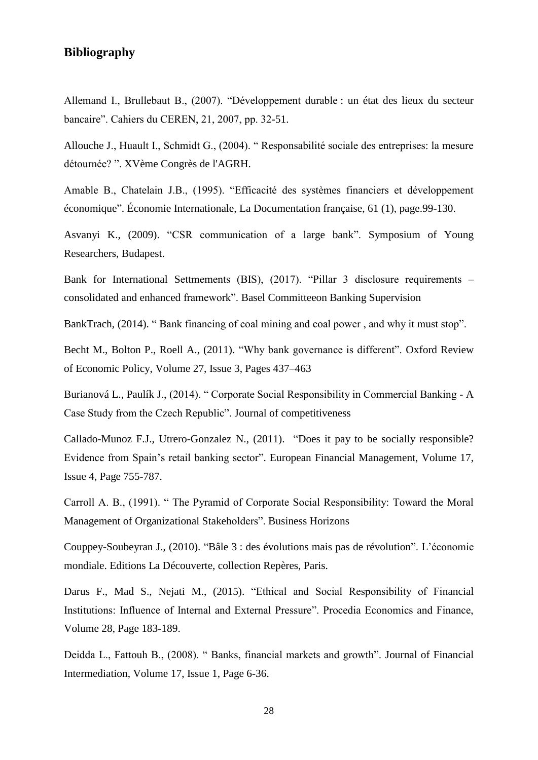## Bibliography

Allemand I., Brullebaut B., (2007). "Développement durable : un état des lieux du secteur bancaire". Cahiers du CEREN, 21, 2007, pp. 32-51.

Allouche J., Huault I., Schmidt G., (2004). " Responsabilité sociale des entreprises: la mesure détournée? ". XVème Congrès de l'AGRH.

Amable B., Chatelain J.B., (1995). "Efficacité des systèmes financiers et développement économique". Économie Internationale, La Documentation française, 61 (1), page.99-130.

Asvanyi K., (2009). "CSR communication of a large bank". Symposium of Young Researchers, Budapest.

Bank for International Settmements (BIS), (2017). "Pillar 3 disclosure requirements – consolidated and enhanced framework". Basel Committeeon Banking Supervision

BankTrach, (2014). " Bank financing of coal mining and coal power , and why it must stop".

Becht M., Bolton P., Roell A., (2011). "Why bank governance is different". Oxford Review of Economic Policy, Volume 27, Issue 3, Pages 437–463

Burianová L., Paulík J., (2014). " Corporate Social Responsibility in Commercial Banking - A Case Study from the Czech Republic". Journal of competitiveness

Callado-Munoz F.J., Utrero-Gonzalez N., (2011). "Does it pay to be socially responsible? Evidence from Spain's retail banking sector". European Financial Management, Volume 17, Issue 4, Page 755-787.

Carroll A. B., (1991). " The Pyramid of Corporate Social Responsibility: Toward the Moral Management of Organizational Stakeholders". Business Horizons

Couppey-Soubeyran J., (2010). "Bâle 3 : des évolutions mais pas de révolution". L'économie mondiale. Editions La Découverte, collection Repères, Paris.

Darus F., Mad S., Nejati M., (2015). "Ethical and Social Responsibility of Financial Institutions: Influence of Internal and External Pressure". Procedia Economics and Finance, Volume 28, Page 183-189.

Deidda L., Fattouh B., (2008). " Banks, financial markets and growth". Journal of Financial Intermediation, Volume 17, Issue 1, Page 6-36.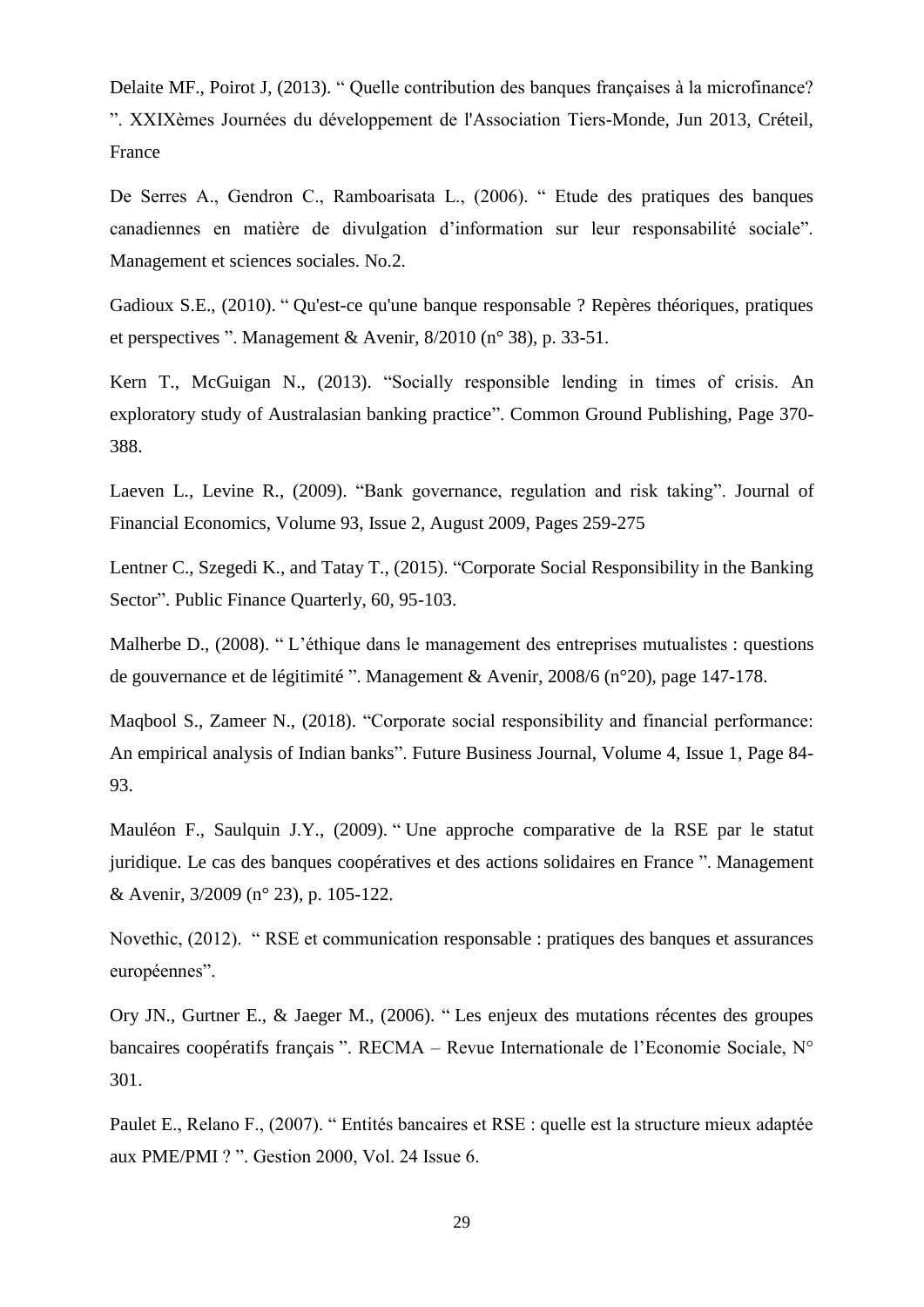Delaite MF., Poirot J, (2013). " Quelle contribution des banques françaises à la microfinance? ". XXIXèmes Journées du développement de l'Association Tiers-Monde, Jun 2013, Créteil, France

De Serres A., Gendron C., Ramboarisata L., (2006). " Etude des pratiques des banques canadiennes en matière de divulgation d'information sur leur responsabilité sociale". Management et sciences sociales. No.2.

Gadioux S.E., (2010). " Qu'est-ce qu'une banque responsable ? Repères théoriques, pratiques et perspectives ". Management & Avenir, 8/2010 (n° 38), p. 33-51.

Kern T., McGuigan N., (2013). "Socially responsible lending in times of crisis. An exploratory study of Australasian banking practice". Common Ground Publishing, Page 370-388.

Laeven L., Levine R., (2009). "Bank governance, regulation and risk taking". Journal of Financial Economics, Volume 93, Issue 2, August 2009, Pages 259-275

Lentner C., Szegedi K., and Tatay T., (2015). "Corporate Social Responsibility in the Banking Sector". Public Finance Quarterly, 60, 95-103.

Malherbe D., (2008). " L'éthique dans le management des entreprises mutualistes : questions de gouvernance et de légitimité ". Management & Avenir, 2008/6 (n°20), page 147-178.

Maqbool S., Zameer N., (2018). "Corporate social responsibility and financial performance: An empirical analysis of Indian banks". Future Business Journal, Volume 4, Issue 1, Page 84-93.

Mauléon F., Saulquin J.Y., (2009). " Une approche comparative de la RSE par le statut juridique. Le cas des banques coopératives et des actions solidaires en France ". Management & Avenir, 3/2009 (n° 23), p. 105-122.

Novethic, (2012). " RSE et communication responsable : pratiques des banques et assurances européennes".

Ory JN., Gurtner E., & Jaeger M., (2006). " Les enjeux des mutations récentes des groupes bancaires coopératifs français ". RECMA – Revue Internationale de l'Economie Sociale, N° 301.

Paulet E., Relano F., (2007). " Entités bancaires et RSE : quelle est la structure mieux adaptée aux PME/PMI ? ". Gestion 2000, Vol. 24 Issue 6.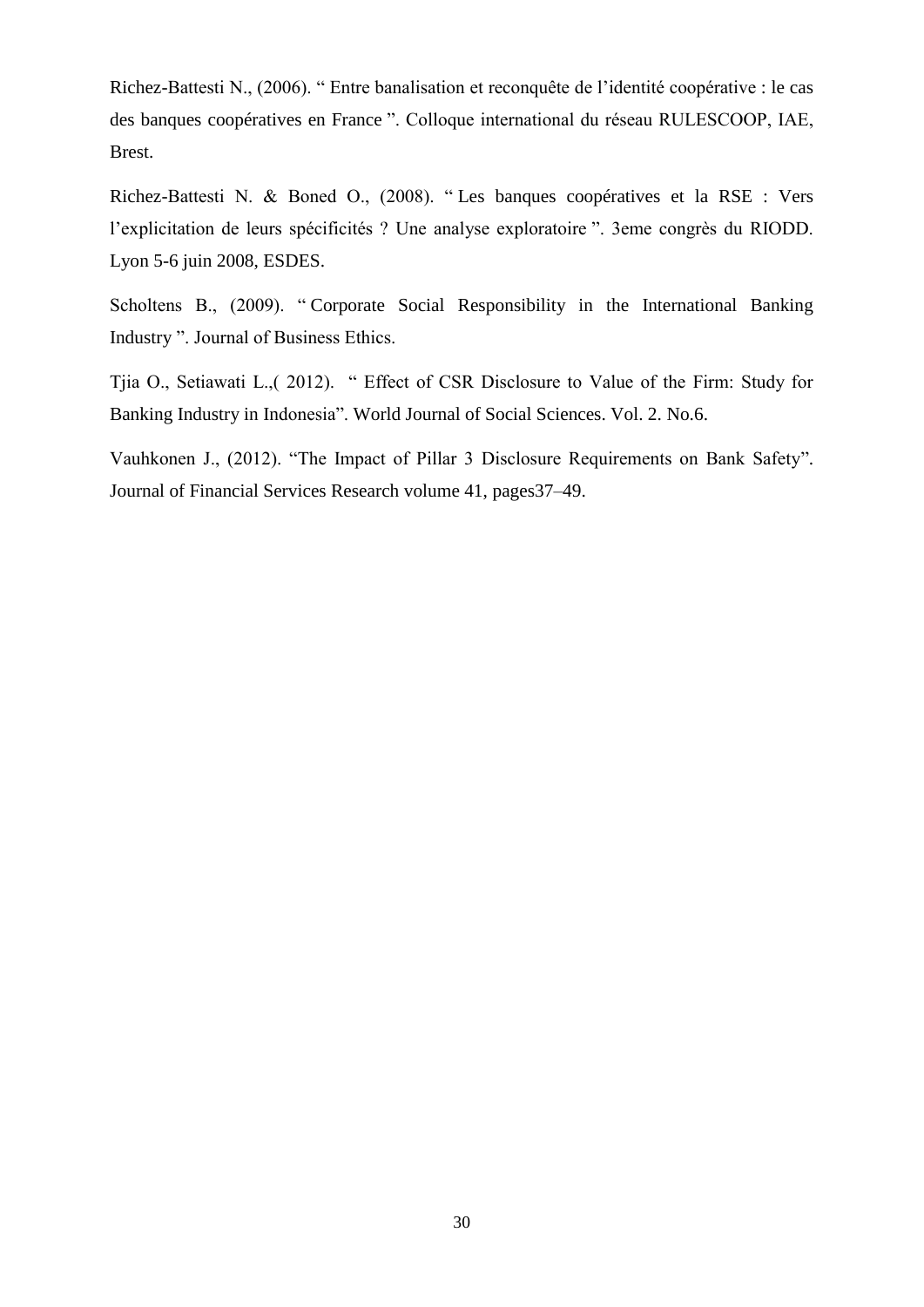Richez-Battesti N., (2006). " Entre banalisation et reconquête de l'identité coopérative : le cas des banques coopératives en France ". Colloque international du réseau RULESCOOP, IAE, Brest.

Richez-Battesti N. & Boned O., (2008). " Les banques coopératives et la RSE : Vers l'explicitation de leurs spécificités ? Une analyse exploratoire ". 3eme congrès du RIODD. Lyon 5-6 juin 2008, ESDES.

Scholtens B., (2009). " Corporate Social Responsibility in the International Banking Industry ". Journal of Business Ethics.

Tjia O., Setiawati L.,( 2012). " Effect of CSR Disclosure to Value of the Firm: Study for Banking Industry in Indonesia". World Journal of Social Sciences. Vol. 2. No.6.

Vauhkonen J., (2012). "The Impact of Pillar 3 Disclosure Requirements on Bank Safety". Journal of Financial Services Research volume 41, pages37–49.